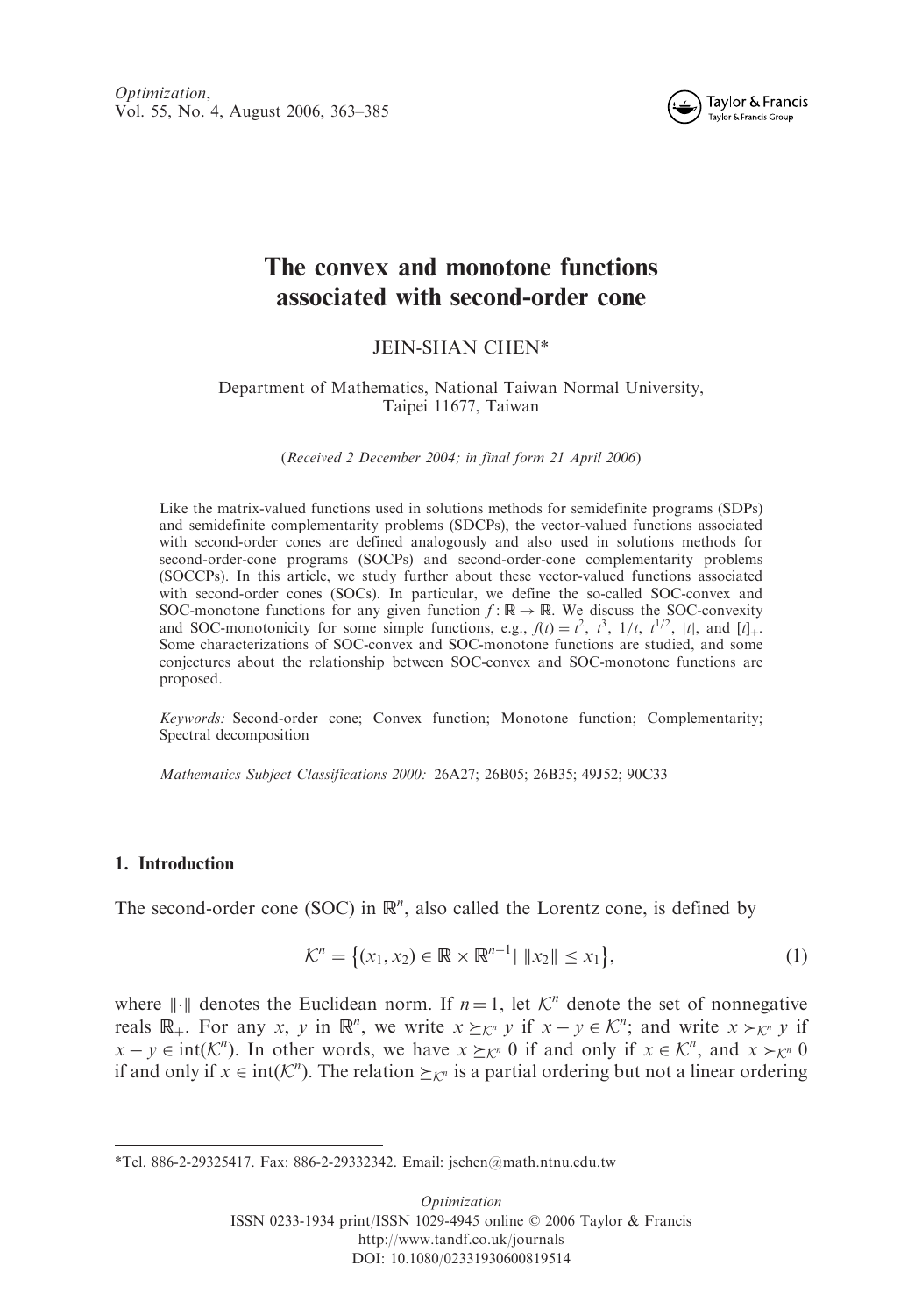# The convex and monotone functions associated with second-order cone

JEIN-SHAN CHEN*

Department of Mathematics, National Taiwan Normal University, Taipei 11677, Taiwan

(*Received 2 December 2004; in final form 21 April 2006*)

Like the matrix-valued functions used in solutions methods for semidefinite programs (SDPs) and semidefinite complementarity problems (SDCPs), the vector-valued functions associated with second-order cones are defined analogously and also used in solutions methods for second-order-cone programs (SOCPs) and second-order-cone complementarity problems (SOCCPs). In this article, we study further about these vector-valued functions associated with second-order cones (SOCs). In particular, we define the so-called SOC-convex and SOC-monotone functions for any given function $f:\mathbb{R}\to\mathbb{R}$. We discuss the SOC-convexity and SOC-monotonicity for some simple functions, e.g., $f(t)=t^2$, $t^3$, $1/t$, $t^{1/2}$, $|t|$, and $[t]_+$. Some characterizations of SOC-convex and SOC-monotone functions are studied, and some conjectures about the relationship between SOC-convex and SOC-monotone functions are proposed.

*Keywords:* Second-order cone; Convex function; Monotone function; Complementarity; Spectral decomposition

*Mathematics Subject Classifications 2000:* 26A27; 26B05; 26B35; 49J52; 90C33

## 1. Introduction

The second-order cone (SOC) in $\mathbb{R}^n$, also called the Lorentz cone, is defined by

$$\mathcal{K}^n = \left\{(x_1, x_2) \in \mathbb{R} \times \mathbb{R}^{n-1} \mid \|x_2\| \le x_1\right\}, \tag{1}$$

where $\|\cdot\|$ denotes the Euclidean norm. If $n=1$, let $\mathcal{K}^n$ denote the set of nonnegative reals $\mathbb{R}_+$. For any $x$, $y$ in $\mathbb{R}^n$, we write $x \succeq_{\mathcal{K}^n} y$ if $x-y\in\mathcal{K}^n$; and write $x \succ_{\mathcal{K}^n} y$ if $x-y\in \mathrm{int}(\mathcal{K}^n)$. In other words, we have $x\succeq_{\mathcal{K}^n} 0$ if and only if $x\in\mathcal{K}^n$, and $x\succ_{\mathcal{K}^n} 0$ if and only if $x\in\mathrm{int}(\mathcal{K}^n)$. The relation $\succeq_{\mathcal{K}^n}$ is a partial ordering but not a linear ordering

*Tel. 886-2-29325417. Fax: 886-2-29332342. Email: jschen@math.ntnu.edu.tw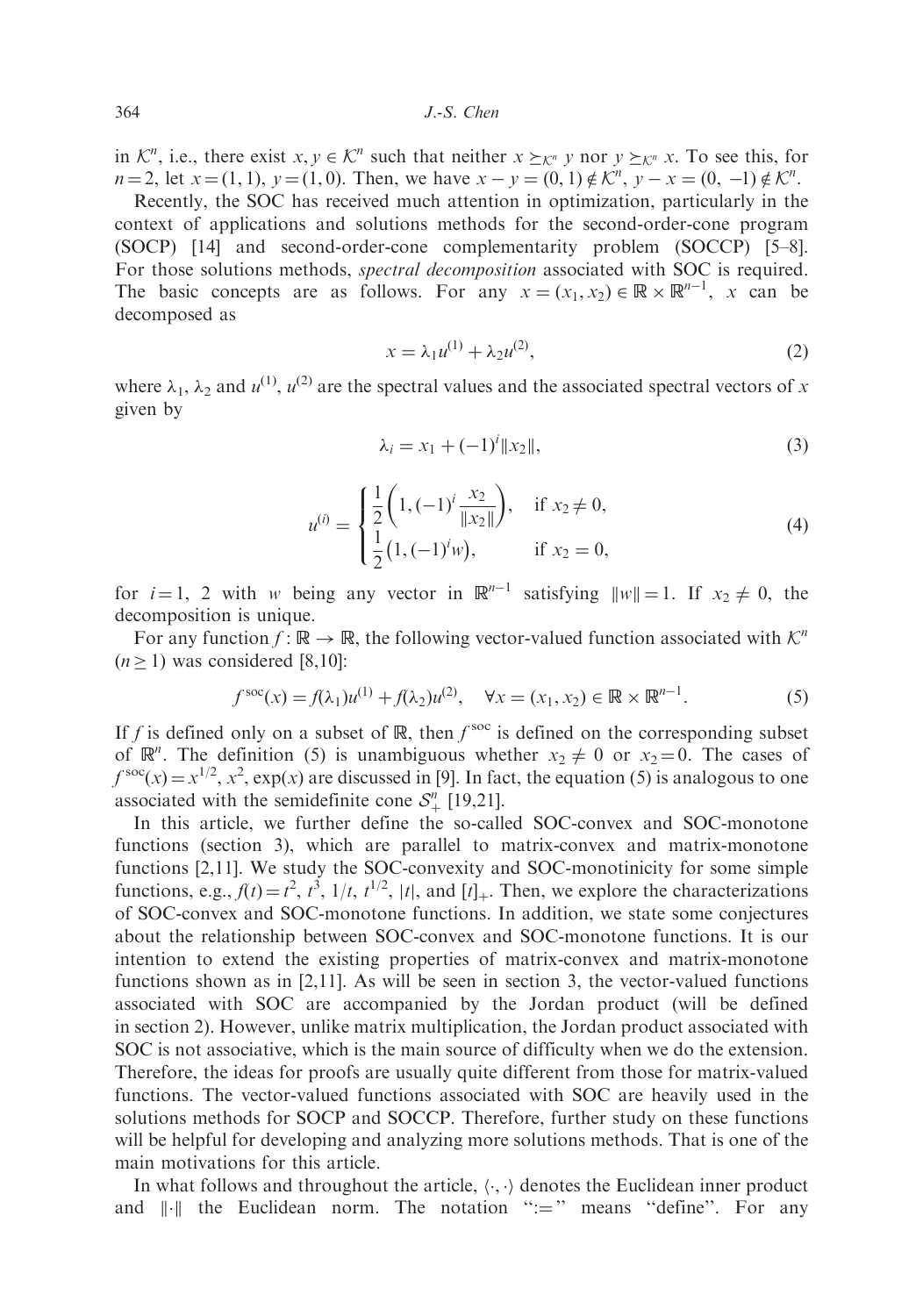in $\mathcal{K}^n$, i.e., there exist $x, y \in \mathcal{K}^n$ such that neither $x \succeq_{\mathcal{K}^n} y$ nor $y \succeq_{\mathcal{K}^n} x$. To see this, for $n=2$, let $x=(1,1)$, $y=(1,0)$. Then, we have $x-y=(0,1) \notin \mathcal{K}^n$, $y-x=(0,-1) \notin \mathcal{K}^n$.

Recently, the SOC has received much attention in optimization, particularly in the context of applications and solutions methods for the second-order-cone program (SOCP) [14] and second-order-cone complementarity problem (SOCCP) [5–8]. For those solutions methods, *spectral decomposition* associated with SOC is required. The basic concepts are as follows. For any $x=(x_1, x_2) \in \mathbb{R} \times \mathbb{R}^{n-1}$, $x$ can be decomposed as

$$x = \lambda_1 u^{(1)} + \lambda_2 u^{(2)}, \tag{2}$$

where $\lambda_1$, $\lambda_2$ and $u^{(1)}$, $u^{(2)}$ are the spectral values and the associated spectral vectors of $x$ given by

$$\lambda_i = x_1 + (-1)^i \|x_2\|, \tag{3}$$

$$u^{(i)} = \begin{cases} \frac{1}{2}\left(1, (-1)^i \frac{x_2}{\|x_2\|}\right), & \text{if } x_2 \neq 0, \\ \frac{1}{2}\left(1, (-1)^i w\right), & \text{if } x_2 = 0, \end{cases} \tag{4}$$

for $i=1$, 2 with $w$ being any vector in $\mathbb{R}^{n-1}$ satisfying $\|w\|=1$. If $x_2 \neq 0$, the decomposition is unique.

For any function $f: \mathbb{R} \to \mathbb{R}$, the following vector-valued function associated with $\mathcal{K}^n$ ($n \geq 1$) was considered [8,10]:

$$f^{\mathrm{soc}}(x) = f(\lambda_1) u^{(1)} + f(\lambda_2) u^{(2)}, \quad \forall x = (x_1, x_2) \in \mathbb{R} \times \mathbb{R}^{n-1}. \tag{5}$$

If $f$ is defined only on a subset of $\mathbb{R}$, then $f^{\mathrm{soc}}$ is defined on the corresponding subset of $\mathbb{R}^n$. The definition (5) is unambiguous whether $x_2 \neq 0$ or $x_2 = 0$. The cases of $f^{\mathrm{soc}}(x) = x^{1/2}$, $x^2$, $\exp(x)$ are discussed in [9]. In fact, the equation (5) is analogous to one associated with the semidefinite cone $\mathcal{S}^n_+$ [19,21].

In this article, we further define the so-called SOC-convex and SOC-monotone functions (section 3), which are parallel to matrix-convex and matrix-monotone functions [2,11]. We study the SOC-convexity and SOC-monotinicity for some simple functions, e.g., $f(t) = t^2$, $t^3$, $1/t$, $t^{1/2}$, $|t|$, and $[t]_+$. Then, we explore the characterizations of SOC-convex and SOC-monotone functions. In addition, we state some conjectures about the relationship between SOC-convex and SOC-monotone functions. It is our intention to extend the existing properties of matrix-convex and matrix-monotone functions shown as in [2,11]. As will be seen in section 3, the vector-valued functions associated with SOC are accompanied by the Jordan product (will be defined in section 2). However, unlike matrix multiplication, the Jordan product associated with SOC is not associative, which is the main source of difficulty when we do the extension. Therefore, the ideas for proofs are usually quite different from those for matrix-valued functions. The vector-valued functions associated with SOC are heavily used in the solutions methods for SOCP and SOCCP. Therefore, further study on these functions will be helpful for developing and analyzing more solutions methods. That is one of the main motivations for this article.

In what follows and throughout the article, $\langle \cdot, \cdot \rangle$ denotes the Euclidean inner product and $\|\cdot\|$ the Euclidean norm. The notation ":=" means "define". For any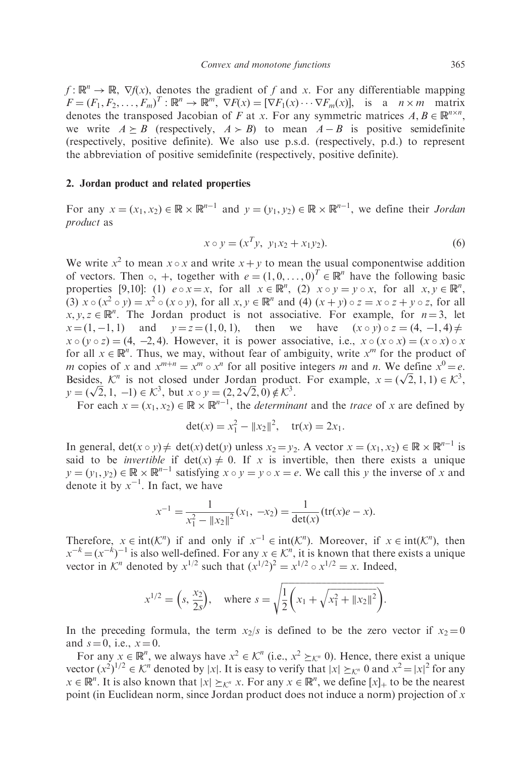$f: \mathbb{R}^n \to \mathbb{R}$, $\nabla f(x)$, denotes the gradient of $f$ and $x$. For any differentiable mapping $F = (F_1, F_2, \ldots, F_m)^T : \mathbb{R}^n \to \mathbb{R}^m$, $\nabla F(x) = [\nabla F_1(x) \cdots \nabla F_m(x)]$, is a $n \times m$ matrix denotes the transposed Jacobian of $F$ at $x$. For any symmetric matrices $A, B \in \mathbb{R}^{n \times n}$, we write $A \succeq B$ (respectively, $A \succ B$) to mean $A - B$ is positive semidefinite (respectively, positive definite). We also use p.s.d. (respectively, p.d.) to represent the abbreviation of positive semidefinite (respectively, positive definite).

## 2. Jordan product and related properties

For any $x = (x_1, x_2) \in \mathbb{R} \times \mathbb{R}^{n-1}$ and $y = (y_1, y_2) \in \mathbb{R} \times \mathbb{R}^{n-1}$, we define their *Jordan product* as

$$x \circ y = (x^T y,\ y_1 x_2 + x_1 y_2). \tag{6}$$

We write $x^2$ to mean $x \circ x$ and write $x + y$ to mean the usual componentwise addition of vectors. Then $\circ$, $+$, together with $e = (1, 0, \ldots, 0)^T \in \mathbb{R}^n$ have the following basic properties [9,10]: (1) $e \circ x = x$, for all $x \in \mathbb{R}^n$, (2) $x \circ y = y \circ x$, for all $x, y \in \mathbb{R}^n$, (3) $x \circ (x^2 \circ y) = x^2 \circ (x \circ y)$, for all $x, y \in \mathbb{R}^n$ and (4) $(x + y) \circ z = x \circ z + y \circ z$, for all $x, y, z \in \mathbb{R}^n$. The Jordan product is not associative. For example, for $n = 3$, let $x = (1, -1, 1)$ and $y = z = (1, 0, 1)$, then we have $(x \circ y) \circ z = (4, -1, 4) \neq x \circ (y \circ z) = (4, -2, 4)$. However, it is power associative, i.e., $x \circ (x \circ x) = (x \circ x) \circ x$ for all $x \in \mathbb{R}^n$. Thus, we may, without fear of ambiguity, write $x^m$ for the product of $m$ copies of $x$ and $x^{m+n} = x^m \circ x^n$ for all positive integers $m$ and $n$. We define $x^0 = e$. Besides, $\mathcal{K}^n$ is not closed under Jordan product. For example, $x = (\sqrt{2}, 1, 1) \in \mathcal{K}^3$, $y = (\sqrt{2}, 1, -1) \in \mathcal{K}^3$, but $x \circ y = (2, 2\sqrt{2}, 0) \notin \mathcal{K}^3$.

For each $x = (x_1, x_2) \in \mathbb{R} \times \mathbb{R}^{n-1}$, the *determinant* and the *trace* of $x$ are defined by

$$\det(x) = x_1^2 - \|x_2\|^2, \quad \operatorname{tr}(x) = 2x_1.$$

In general, $\det(x \circ y) \neq \det(x)\det(y)$ unless $x_2 = y_2$. A vector $x = (x_1, x_2) \in \mathbb{R} \times \mathbb{R}^{n-1}$ is said to be *invertible* if $\det(x) \neq 0$. If $x$ is invertible, then there exists a unique $y = (y_1, y_2) \in \mathbb{R} \times \mathbb{R}^{n-1}$ satisfying $x \circ y = y \circ x = e$. We call this $y$ the inverse of $x$ and denote it by $x^{-1}$. In fact, we have

$$x^{-1} = \frac{1}{x_1^2 - \|x_2\|^2}(x_1,\ -x_2) = \frac{1}{\det(x)}(\operatorname{tr}(x)e - x).$$

Therefore, $x \in \operatorname{int}(\mathcal{K}^n)$ if and only if $x^{-1} \in \operatorname{int}(\mathcal{K}^n)$. Moreover, if $x \in \operatorname{int}(\mathcal{K}^n)$, then $x^{-k} = (x^{-k})^{-1}$ is also well-defined. For any $x \in \mathcal{K}^n$, it is known that there exists a unique vector in $\mathcal{K}^n$ denoted by $x^{1/2}$ such that $(x^{1/2})^2 = x^{1/2} \circ x^{1/2} = x$. Indeed,

$$x^{1/2} = \left(s, \frac{x_2}{2s}\right), \quad \text{where } s = \sqrt{\frac{1}{2}\left(x_1 + \sqrt{x_1^2 + \|x_2\|^2}\right)}.$$

In the preceding formula, the term $x_2/s$ is defined to be the zero vector if $x_2 = 0$ and $s = 0$, i.e., $x = 0$.

For any $x \in \mathbb{R}^n$, we always have $x^2 \in \mathcal{K}^n$ (i.e., $x^2 \succeq_{\mathcal{K}^n} 0$). Hence, there exist a unique vector $(x^2)^{1/2} \in \mathcal{K}^n$ denoted by $|x|$. It is easy to verify that $|x| \succeq_{\mathcal{K}^n} 0$ and $x^2 = |x|^2$ for any $x \in \mathbb{R}^n$. It is also known that $|x| \succeq_{\mathcal{K}^n} x$. For any $x \in \mathbb{R}^n$, we define $[x]_+$ to be the nearest point (in Euclidean norm, since Jordan product does not induce a norm) projection of $x$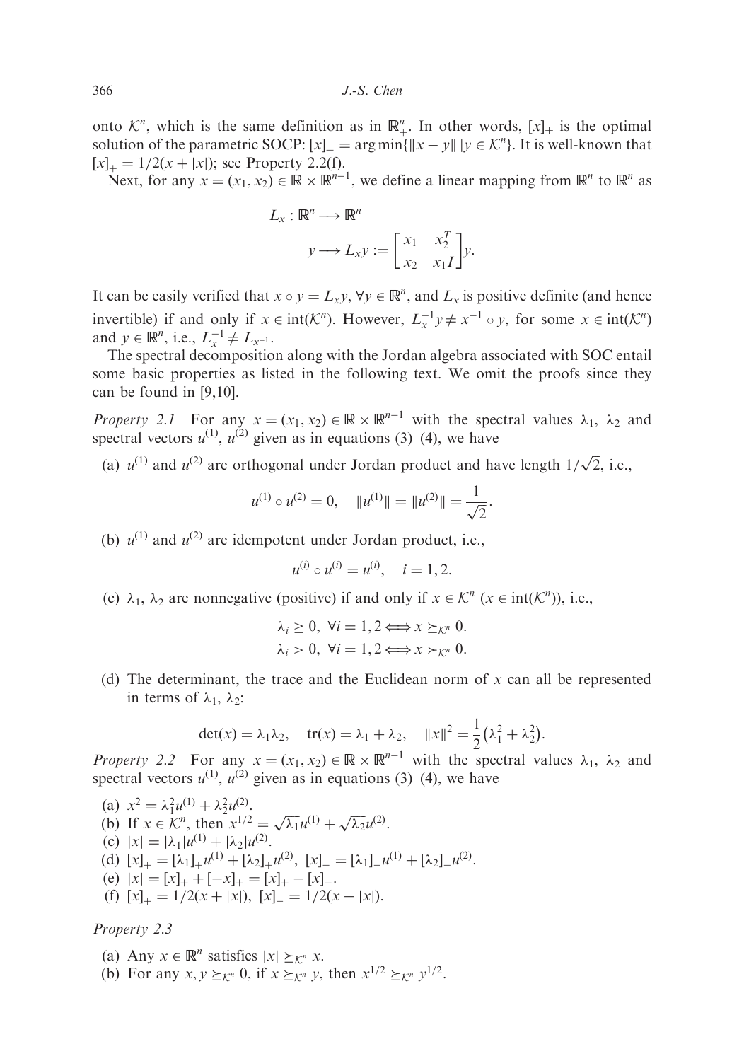onto $\mathcal{K}^n$, which is the same definition as in $\mathbb{R}^n_+$. In other words, $[x]_+$ is the optimal solution of the parametric SOCP: $[x]_+ = \arg\min\{\|x - y\| \,|\, y \in \mathcal{K}^n\}$. It is well-known that $[x]_+ = 1/2(x + |x|)$; see Property 2.2(f).

Next, for any $x = (x_1, x_2) \in \mathbb{R} \times \mathbb{R}^{n-1}$, we define a linear mapping from $\mathbb{R}^n$ to $\mathbb{R}^n$ as

$$
\begin{aligned}
L_x : \mathbb{R}^n &\longrightarrow \mathbb{R}^n \\
y &\longrightarrow L_x y := \begin{bmatrix} x_1 & x_2^T \\ x_2 & x_1 I \end{bmatrix} y.
\end{aligned}
$$

It can be easily verified that $x \circ y = L_x y$, $\forall y \in \mathbb{R}^n$, and $L_x$ is positive definite (and hence invertible) if and only if $x \in \mathrm{int}(\mathcal{K}^n)$. However, $L_x^{-1} y \neq x^{-1} \circ y$, for some $x \in \mathrm{int}(\mathcal{K}^n)$ and $y \in \mathbb{R}^n$, i.e., $L_x^{-1} \neq L_{x^{-1}}$.

The spectral decomposition along with the Jordan algebra associated with SOC entail some basic properties as listed in the following text. We omit the proofs since they can be found in [9,10].

*Property 2.1* For any $x = (x_1, x_2) \in \mathbb{R} \times \mathbb{R}^{n-1}$ with the spectral values $\lambda_1$, $\lambda_2$ and spectral vectors $u^{(1)}$, $u^{(2)}$ given as in equations (3)–(4), we have

(a) $u^{(1)}$ and $u^{(2)}$ are orthogonal under Jordan product and have length $1/\sqrt{2}$, i.e.,

$$
u^{(1)} \circ u^{(2)} = 0, \quad \|u^{(1)}\| = \|u^{(2)}\| = \frac{1}{\sqrt{2}}.
$$

(b) $u^{(1)}$ and $u^{(2)}$ are idempotent under Jordan product, i.e.,

$$
u^{(i)} \circ u^{(i)} = u^{(i)}, \quad i = 1, 2.
$$

(c) $\lambda_1$, $\lambda_2$ are nonnegative (positive) if and only if $x \in \mathcal{K}^n$ ($x \in \mathrm{int}(\mathcal{K}^n)$), i.e.,

$$
\begin{aligned}
\lambda_i \geq 0, \ \forall i = 1, 2 &\Longleftrightarrow x \succeq_{\mathcal{K}^n} 0. \\
\lambda_i > 0, \ \forall i = 1, 2 &\Longleftrightarrow x \succ_{\mathcal{K}^n} 0.
\end{aligned}
$$

(d) The determinant, the trace and the Euclidean norm of $x$ can all be represented in terms of $\lambda_1$, $\lambda_2$:

$$
\det(x) = \lambda_1 \lambda_2, \quad \mathrm{tr}(x) = \lambda_1 + \lambda_2, \quad \|x\|^2 = \frac{1}{2}\left(\lambda_1^2 + \lambda_2^2\right).
$$

*Property 2.2* For any $x = (x_1, x_2) \in \mathbb{R} \times \mathbb{R}^{n-1}$ with the spectral values $\lambda_1$, $\lambda_2$ and spectral vectors $u^{(1)}$, $u^{(2)}$ given as in equations (3)–(4), we have

(a) $x^2 = \lambda_1^2 u^{(1)} + \lambda_2^2 u^{(2)}$.
(b) If $x \in \mathcal{K}^n$, then $x^{1/2} = \sqrt{\lambda_1} u^{(1)} + \sqrt{\lambda_2} u^{(2)}$.
(c) $|x| = |\lambda_1| u^{(1)} + |\lambda_2| u^{(2)}$.
(d) $[x]_+ = [\lambda_1]_+ u^{(1)} + [\lambda_2]_+ u^{(2)}$, $[x]_- = [\lambda_1]_- u^{(1)} + [\lambda_2]_- u^{(2)}$.
(e) $|x| = [x]_+ + [-x]_+ = [x]_+ - [x]_-$.
(f) $[x]_+ = 1/2(x + |x|)$, $[x]_- = 1/2(x - |x|)$.

*Property 2.3*

(a) Any $x \in \mathbb{R}^n$ satisfies $|x| \succeq_{\mathcal{K}^n} x$.
(b) For any $x, y \succeq_{\mathcal{K}^n} 0$, if $x \succeq_{\mathcal{K}^n} y$, then $x^{1/2} \succeq_{\mathcal{K}^n} y^{1/2}$.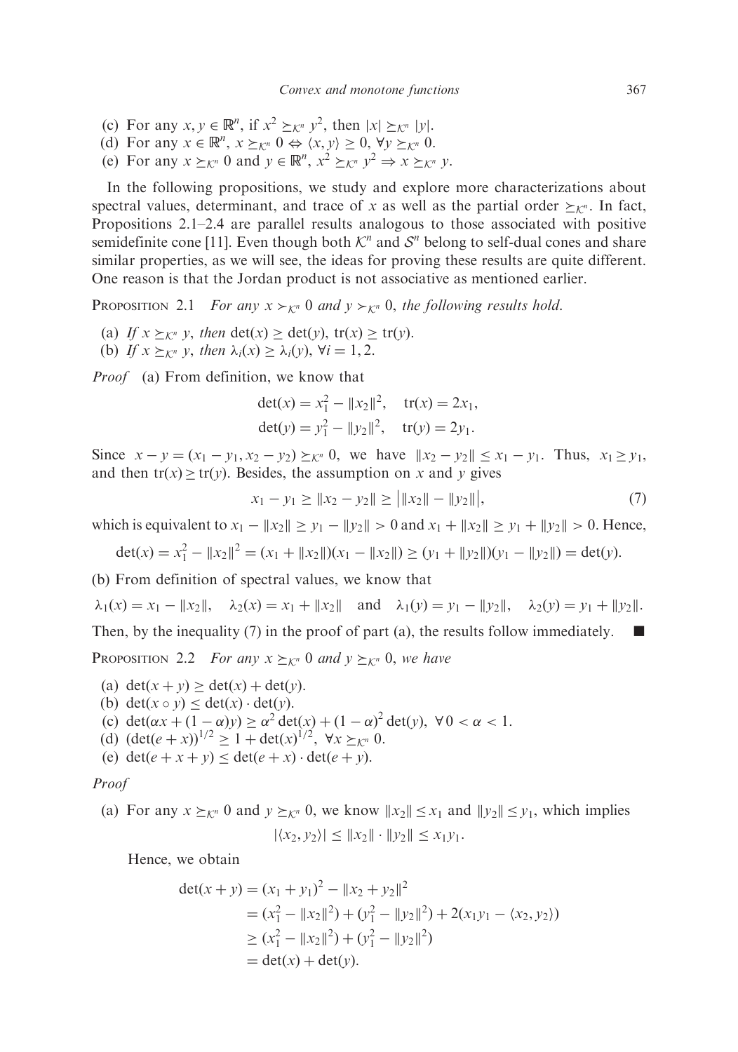(c) For any $x, y \in \mathbb{R}^n$, if $x^2 \succeq_{\mathcal{K}^n} y^2$, then $|x| \succeq_{\mathcal{K}^n} |y|$.
(d) For any $x \in \mathbb{R}^n$, $x \succeq_{\mathcal{K}^n} 0 \Leftrightarrow \langle x, y \rangle \geq 0$, $\forall y \succeq_{\mathcal{K}^n} 0$.
(e) For any $x \succeq_{\mathcal{K}^n} 0$ and $y \in \mathbb{R}^n$, $x^2 \succeq_{\mathcal{K}^n} y^2 \Rightarrow x \succeq_{\mathcal{K}^n} y$.

In the following propositions, we study and explore more characterizations about spectral values, determinant, and trace of $x$ as well as the partial order $\succeq_{\mathcal{K}^n}$. In fact, Propositions 2.1–2.4 are parallel results analogous to those associated with positive semidefinite cone [11]. Even though both $\mathcal{K}^n$ and $\mathcal{S}^n$ belong to self-dual cones and share similar properties, as we will see, the ideas for proving these results are quite different. One reason is that the Jordan product is not associative as mentioned earlier.

Proposition 2.1 *For any $x \succ_{\mathcal{K}^n} 0$ and $y \succ_{\mathcal{K}^n} 0$, the following results hold.*

(a) *If $x \succeq_{\mathcal{K}^n} y$, then $\det(x) \geq \det(y)$, $\mathrm{tr}(x) \geq \mathrm{tr}(y)$.*
(b) *If $x \succeq_{\mathcal{K}^n} y$, then $\lambda_i(x) \geq \lambda_i(y)$, $\forall i = 1, 2$.*

*Proof* (a) From definition, we know that

$$\det(x) = x_1^2 - \|x_2\|^2, \quad \mathrm{tr}(x) = 2x_1,$$
$$\det(y) = y_1^2 - \|y_2\|^2, \quad \mathrm{tr}(y) = 2y_1.$$

Since $x - y = (x_1 - y_1, x_2 - y_2) \succeq_{\mathcal{K}^n} 0$, we have $\|x_2 - y_2\| \leq x_1 - y_1$. Thus, $x_1 \geq y_1$, and then $\mathrm{tr}(x) \geq \mathrm{tr}(y)$. Besides, the assumption on $x$ and $y$ gives

$$x_1 - y_1 \geq \|x_2 - y_2\| \geq \big|\|x_2\| - \|y_2\|\big|, \tag{7}$$

which is equivalent to $x_1 - \|x_2\| \geq y_1 - \|y_2\| > 0$ and $x_1 + \|x_2\| \geq y_1 + \|y_2\| > 0$. Hence,

$$\det(x) = x_1^2 - \|x_2\|^2 = (x_1 + \|x_2\|)(x_1 - \|x_2\|) \geq (y_1 + \|y_2\|)(y_1 - \|y_2\|) = \det(y).$$

(b) From definition of spectral values, we know that

$$\lambda_1(x) = x_1 - \|x_2\|, \quad \lambda_2(x) = x_1 + \|x_2\| \quad \text{and} \quad \lambda_1(y) = y_1 - \|y_2\|, \quad \lambda_2(y) = y_1 + \|y_2\|.$$

Then, by the inequality (7) in the proof of part (a), the results follow immediately. ■

Proposition 2.2 *For any $x \succeq_{\mathcal{K}^n} 0$ and $y \succeq_{\mathcal{K}^n} 0$, we have*

(a) $\det(x + y) \geq \det(x) + \det(y)$.
(b) $\det(x \circ y) \leq \det(x) \cdot \det(y)$.
(c) $\det(\alpha x + (1 - \alpha)y) \geq \alpha^2 \det(x) + (1 - \alpha)^2 \det(y)$, $\forall\, 0 < \alpha < 1$.
(d) $(\det(e + x))^{1/2} \geq 1 + \det(x)^{1/2}$, $\forall x \succeq_{\mathcal{K}^n} 0$.
(e) $\det(e + x + y) \leq \det(e + x) \cdot \det(e + y)$.

*Proof*

(a) For any $x \succeq_{\mathcal{K}^n} 0$ and $y \succeq_{\mathcal{K}^n} 0$, we know $\|x_2\| \leq x_1$ and $\|y_2\| \leq y_1$, which implies

$$|\langle x_2, y_2 \rangle| \leq \|x_2\| \cdot \|y_2\| \leq x_1 y_1.$$

Hence, we obtain

$$\begin{aligned}
\det(x + y) &= (x_1 + y_1)^2 - \|x_2 + y_2\|^2 \\
&= (x_1^2 - \|x_2\|^2) + (y_1^2 - \|y_2\|^2) + 2(x_1 y_1 - \langle x_2, y_2 \rangle) \\
&\geq (x_1^2 - \|x_2\|^2) + (y_1^2 - \|y_2\|^2) \\
&= \det(x) + \det(y).
\end{aligned}$$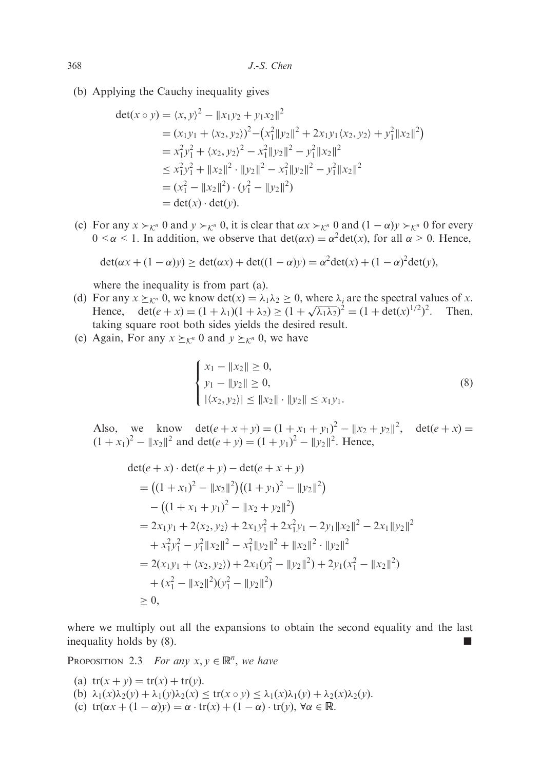(b) Applying the Cauchy inequality gives

$$
\begin{aligned}
\det(x \circ y) &= \langle x, y\rangle^2 - \|x_1 y_2 + y_1 x_2\|^2 \\
&= (x_1 y_1 + \langle x_2, y_2\rangle)^2 - \left(x_1^2\|y_2\|^2 + 2x_1 y_1\langle x_2, y_2\rangle + y_1^2\|x_2\|^2\right) \\
&= x_1^2 y_1^2 + \langle x_2, y_2\rangle^2 - x_1^2\|y_2\|^2 - y_1^2\|x_2\|^2 \\
&\le x_1^2 y_1^2 + \|x_2\|^2 \cdot \|y_2\|^2 - x_1^2\|y_2\|^2 - y_1^2\|x_2\|^2 \\
&= (x_1^2 - \|x_2\|^2)\cdot(y_1^2 - \|y_2\|^2) \\
&= \det(x)\cdot\det(y).
\end{aligned}
$$

(c) For any $x \succ_{\mathcal{K}^n} 0$ and $y \succ_{\mathcal{K}^n} 0$, it is clear that $\alpha x \succ_{\mathcal{K}^n} 0$ and $(1-\alpha)y \succ_{\mathcal{K}^n} 0$ for every $0 < \alpha < 1$. In addition, we observe that $\det(\alpha x) = \alpha^2 \det(x)$, for all $\alpha > 0$. Hence,

$$
\det(\alpha x + (1-\alpha)y) \ge \det(\alpha x) + \det((1-\alpha)y) = \alpha^2\det(x) + (1-\alpha)^2\det(y),
$$

where the inequality is from part (a).

(d) For any $x \succeq_{\mathcal{K}^n} 0$, we know $\det(x) = \lambda_1\lambda_2 \ge 0$, where $\lambda_i$ are the spectral values of $x$. Hence, $\det(e+x) = (1+\lambda_1)(1+\lambda_2) \ge (1+\sqrt{\lambda_1\lambda_2})^2 = (1+\det(x)^{1/2})^2$. Then, taking square root both sides yields the desired result.

(e) Again, For any $x \succeq_{\mathcal{K}^n} 0$ and $y \succeq_{\mathcal{K}^n} 0$, we have

$$
\begin{cases}
x_1 - \|x_2\| \ge 0, \\
y_1 - \|y_2\| \ge 0, \\
|\langle x_2, y_2\rangle| \le \|x_2\|\cdot\|y_2\| \le x_1 y_1.
\end{cases}
\tag{8}
$$

Also, we know $\det(e+x+y) = (1+x_1+y_1)^2 - \|x_2+y_2\|^2$, $\det(e+x) = (1+x_1)^2 - \|x_2\|^2$ and $\det(e+y) = (1+y_1)^2 - \|y_2\|^2$. Hence,

$$
\begin{aligned}
&\det(e+x)\cdot\det(e+y) - \det(e+x+y) \\
&= \left((1+x_1)^2 - \|x_2\|^2\right)\left((1+y_1)^2 - \|y_2\|^2\right) \\
&\quad - \left((1+x_1+y_1)^2 - \|x_2+y_2\|^2\right) \\
&= 2x_1y_1 + 2\langle x_2, y_2\rangle + 2x_1y_1^2 + 2x_1^2y_1 - 2y_1\|x_2\|^2 - 2x_1\|y_2\|^2 \\
&\quad + x_1^2y_1^2 - y_1^2\|x_2\|^2 - x_1^2\|y_2\|^2 + \|x_2\|^2\cdot\|y_2\|^2 \\
&= 2(x_1y_1 + \langle x_2, y_2\rangle) + 2x_1(y_1^2 - \|y_2\|^2) + 2y_1(x_1^2 - \|x_2\|^2) \\
&\quad + (x_1^2 - \|x_2\|^2)(y_1^2 - \|y_2\|^2) \\
&\ge 0,
\end{aligned}
$$

where we multiply out all the expansions to obtain the second equality and the last inequality holds by (8). ∎

PROPOSITION 2.3 *For any $x, y \in \mathbb{R}^n$, we have*

(a) $\mathrm{tr}(x+y) = \mathrm{tr}(x) + \mathrm{tr}(y)$.

(b) $\lambda_1(x)\lambda_2(y) + \lambda_1(y)\lambda_2(x) \le \mathrm{tr}(x \circ y) \le \lambda_1(x)\lambda_1(y) + \lambda_2(x)\lambda_2(y)$.

(c) $\mathrm{tr}(\alpha x + (1-\alpha)y) = \alpha\cdot\mathrm{tr}(x) + (1-\alpha)\cdot\mathrm{tr}(y)$, $\forall\alpha \in \mathbb{R}$.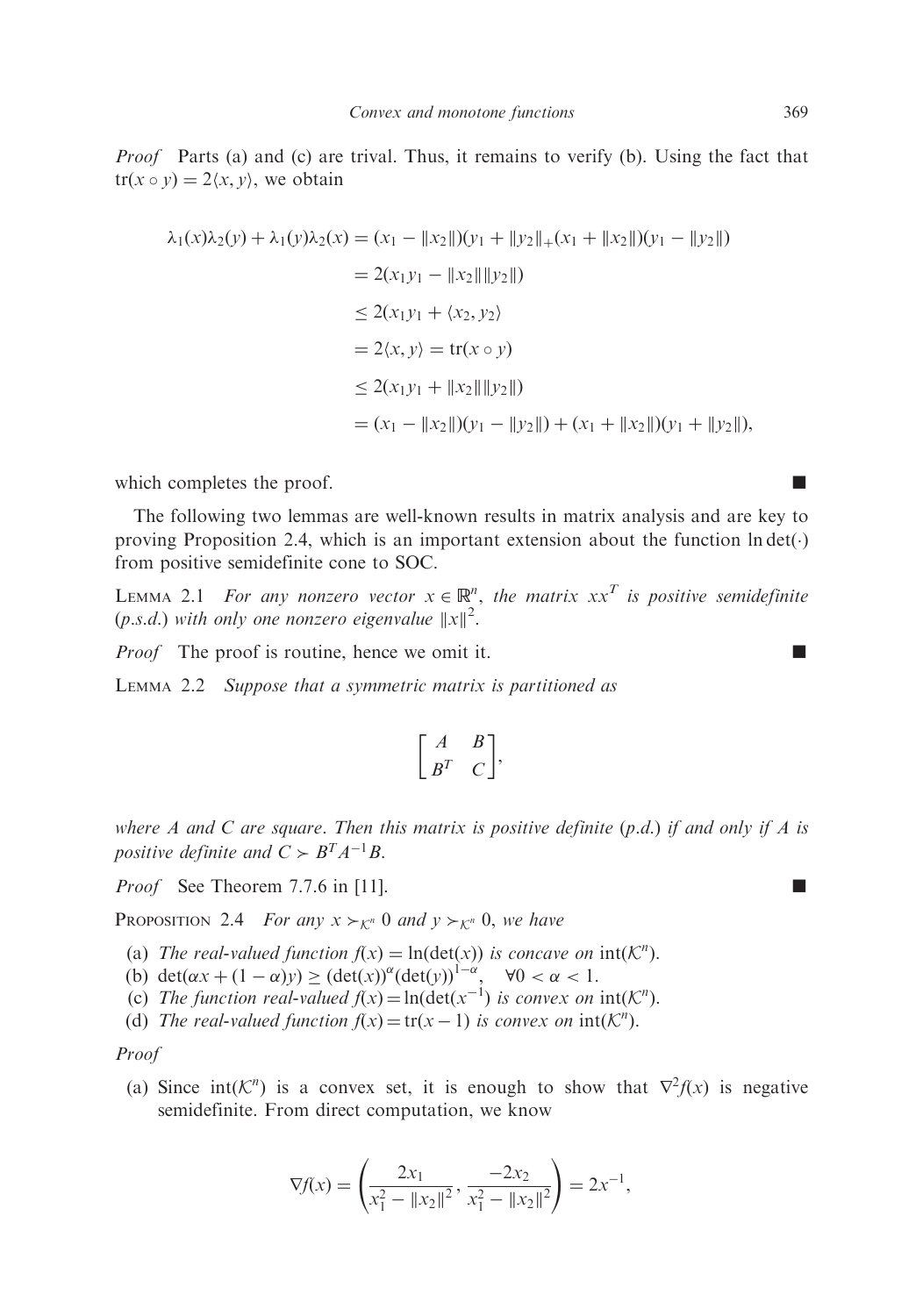*Proof* Parts (a) and (c) are trival. Thus, it remains to verify (b). Using the fact that $\mathrm{tr}(x \circ y) = 2\langle x, y\rangle$, we obtain

$$
\begin{aligned}
\lambda_1(x)\lambda_2(y) + \lambda_1(y)\lambda_2(x) &= (x_1 - \|x_2\|)(y_1 + \|y_2\|_+(x_1 + \|x_2\|)(y_1 - \|y_2\|) \\
&= 2(x_1y_1 - \|x_2\|\|y_2\|) \\
&\le 2(x_1y_1 + \langle x_2, y_2\rangle \\
&= 2\langle x, y\rangle = \mathrm{tr}(x \circ y) \\
&\le 2(x_1y_1 + \|x_2\|\|y_2\|) \\
&= (x_1 - \|x_2\|)(y_1 - \|y_2\|) + (x_1 + \|x_2\|)(y_1 + \|y_2\|),
\end{aligned}
$$

which completes the proof. ∎

The following two lemmas are well-known results in matrix analysis and are key to proving Proposition 2.4, which is an important extension about the function $\ln\det(\cdot)$ from positive semidefinite cone to SOC.

**Lemma 2.1** *For any nonzero vector $x \in \mathbb{R}^n$, the matrix $xx^T$ is positive semidefinite (p.s.d.) with only one nonzero eigenvalue $\|x\|^2$.*

*Proof* The proof is routine, hence we omit it. ∎

**Lemma 2.2** *Suppose that a symmetric matrix is partitioned as*

$$
\begin{bmatrix} A & B \\ B^T & C \end{bmatrix},
$$

*where $A$ and $C$ are square. Then this matrix is positive definite (p.d.) if and only if $A$ is positive definite and $C \succ B^TA^{-1}B$.*

*Proof* See Theorem 7.7.6 in [11]. ∎

**Proposition 2.4** *For any $x \succ_{\mathcal{K}^n} 0$ and $y \succ_{\mathcal{K}^n} 0$, we have*

- (a) *The real-valued function $f(x) = \ln(\det(x))$ is concave on $\mathrm{int}(\mathcal{K}^n)$.*
- (b) $\det(\alpha x + (1-\alpha)y) \ge (\det(x))^{\alpha}(\det(y))^{1-\alpha}, \quad \forall 0 < \alpha < 1.$
- (c) *The function real-valued $f(x) = \ln(\det(x^{-1})$ is convex on $\mathrm{int}(\mathcal{K}^n)$.*
- (d) *The real-valued function $f(x) = \mathrm{tr}(x - 1)$ is convex on $\mathrm{int}(\mathcal{K}^n)$.*

*Proof*

(a) Since $\mathrm{int}(\mathcal{K}^n)$ is a convex set, it is enough to show that $\nabla^2 f(x)$ is negative semidefinite. From direct computation, we know

$$
\nabla f(x) = \left( \frac{2x_1}{x_1^2 - \|x_2\|^2}, \frac{-2x_2}{x_1^2 - \|x_2\|^2} \right) = 2x^{-1},
$$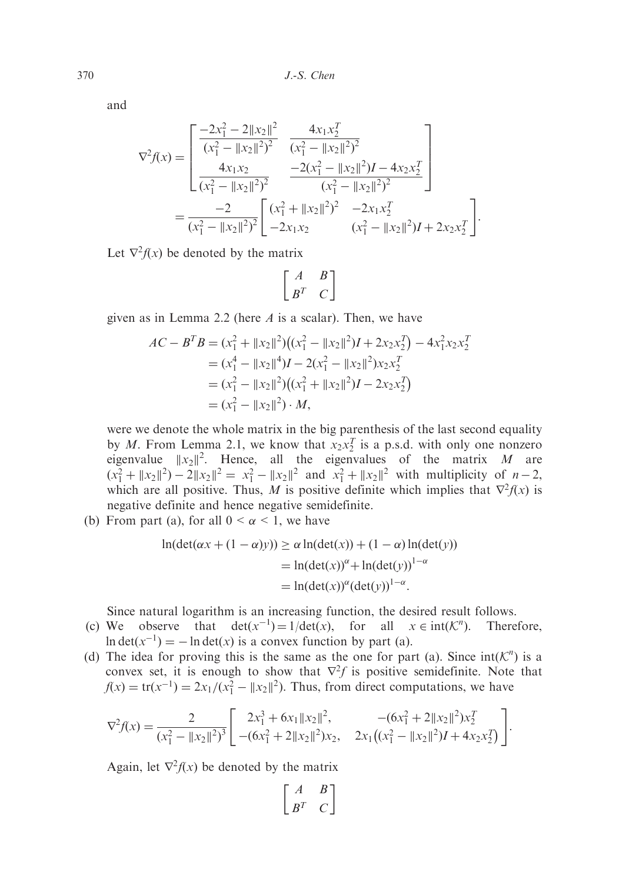and

$$\nabla^2 f(x) = \begin{bmatrix} \dfrac{-2x_1^2 - 2\|x_2\|^2}{(x_1^2 - \|x_2\|^2)^2} & \dfrac{4x_1 x_2^T}{(x_1^2 - \|x_2\|^2)^2} \\ \dfrac{4x_1 x_2}{(x_1^2 - \|x_2\|^2)^2} & \dfrac{-2(x_1^2 - \|x_2\|^2)I - 4x_2 x_2^T}{(x_1^2 - \|x_2\|^2)^2} \end{bmatrix}$$
$$= \frac{-2}{(x_1^2 - \|x_2\|^2)^2} \begin{bmatrix} (x_1^2 + \|x_2\|^2)^2 & -2x_1 x_2^T \\ -2x_1 x_2 & (x_1^2 - \|x_2\|^2)I + 2x_2 x_2^T \end{bmatrix}.$$

Let $\nabla^2 f(x)$ be denoted by the matrix

$$\begin{bmatrix} A & B \\ B^T & C \end{bmatrix}$$

given as in Lemma 2.2 (here $A$ is a scalar). Then, we have

$$\begin{aligned} AC - B^T B &= (x_1^2 + \|x_2\|^2)\big((x_1^2 - \|x_2\|^2)I + 2x_2 x_2^T\big) - 4x_1^2 x_2 x_2^T \\ &= (x_1^4 - \|x_2\|^4)I - 2(x_1^2 - \|x_2\|^2)x_2 x_2^T \\ &= (x_1^2 - \|x_2\|^2)\big((x_1^2 + \|x_2\|^2)I - 2x_2 x_2^T\big) \\ &= (x_1^2 - \|x_2\|^2) \cdot M, \end{aligned}$$

were we denote the whole matrix in the big parenthesis of the last second equality by $M$. From Lemma 2.1, we know that $x_2 x_2^T$ is a p.s.d. with only one nonzero eigenvalue $\|x_2\|^2$. Hence, all the eigenvalues of the matrix $M$ are $(x_1^2 + \|x_2\|^2) - 2\|x_2\|^2 = x_1^2 - \|x_2\|^2$ and $x_1^2 + \|x_2\|^2$ with multiplicity of $n-2$, which are all positive. Thus, $M$ is positive definite which implies that $\nabla^2 f(x)$ is negative definite and hence negative semidefinite.

(b) From part (a), for all $0 < \alpha < 1$, we have

$$\begin{aligned} \ln(\det(\alpha x + (1-\alpha)y)) &\geq \alpha \ln(\det(x)) + (1-\alpha)\ln(\det(y)) \\ &= \ln(\det(x))^{\alpha} + \ln(\det(y))^{1-\alpha} \\ &= \ln(\det(x))^{\alpha}(\det(y))^{1-\alpha}. \end{aligned}$$

Since natural logarithm is an increasing function, the desired result follows.

(c) We observe that $\det(x^{-1}) = 1/\det(x)$, for all $x \in \operatorname{int}(\mathcal{K}^n)$. Therefore, $\ln\det(x^{-1}) = -\ln\det(x)$ is a convex function by part (a).

(d) The idea for proving this is the same as the one for part (a). Since $\operatorname{int}(\mathcal{K}^n)$ is a convex set, it is enough to show that $\nabla^2 f$ is positive semidefinite. Note that $f(x) = \operatorname{tr}(x^{-1}) = 2x_1/(x_1^2 - \|x_2\|^2)$. Thus, from direct computations, we have

$$\nabla^2 f(x) = \frac{2}{(x_1^2 - \|x_2\|^2)^3} \begin{bmatrix} 2x_1^3 + 6x_1\|x_2\|^2, & -(6x_1^2 + 2\|x_2\|^2)x_2^T \\ -(6x_1^2 + 2\|x_2\|^2)x_2, & 2x_1\big((x_1^2 - \|x_2\|^2)I + 4x_2 x_2^T\big) \end{bmatrix}.$$

Again, let $\nabla^2 f(x)$ be denoted by the matrix

$$\begin{bmatrix} A & B \\ B^T & C \end{bmatrix}$$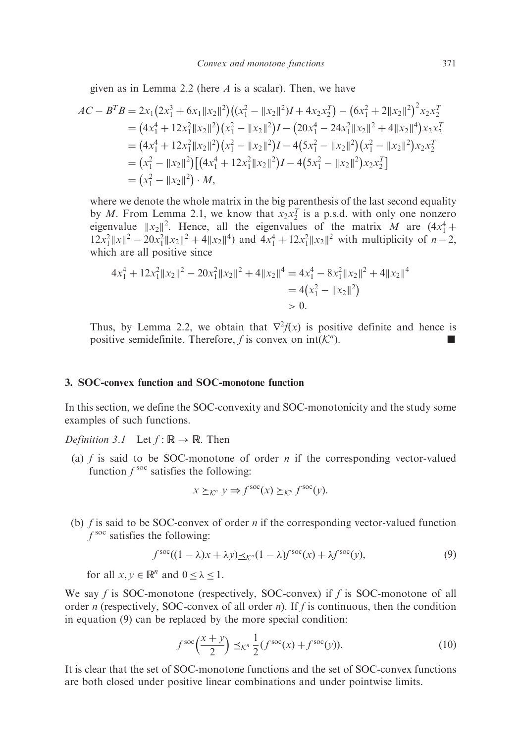given as in Lemma 2.2 (here $A$ is a scalar). Then, we have

$$
\begin{aligned}
AC - B^T B &= 2x_1\left(2x_1^3 + 6x_1\|x_2\|^2\right)\left((x_1^2 - \|x_2\|^2)I + 4x_2x_2^T\right) - \left(6x_1^2 + 2\|x_2\|^2\right)^2 x_2x_2^T \\
&= \left(4x_1^4 + 12x_1^2\|x_2\|^2\right)\left(x_1^2 - \|x_2\|^2\right)I - \left(20x_1^4 - 24x_1^2\|x_2\|^2 + 4\|x_2\|^4\right)x_2x_2^T \\
&= \left(4x_1^4 + 12x_1^2\|x_2\|^2\right)\left(x_1^2 - \|x_2\|^2\right)I - 4\left(5x_1^2 - \|x_2\|^2\right)\left(x_1^2 - \|x_2\|^2\right)x_2x_2^T \\
&= \left(x_1^2 - \|x_2\|^2\right)\left[\left(4x_1^4 + 12x_1^2\|x_2\|^2\right)I - 4\left(5x_1^2 - \|x_2\|^2\right)x_2x_2^T\right] \\
&= \left(x_1^2 - \|x_2\|^2\right) \cdot M,
\end{aligned}
$$

where we denote the whole matrix in the big parenthesis of the last second equality by $M$. From Lemma 2.1, we know that $x_2x_2^T$ is a p.s.d. with only one nonzero eigenvalue $\|x_2\|^2$. Hence, all the eigenvalues of the matrix $M$ are $(4x_1^4 + 12x_1^2\|x\|^2 - 20x_1^2\|x_2\|^2 + 4\|x_2\|^4)$ and $4x_1^4 + 12x_1^2\|x_2\|^2$ with multiplicity of $n-2$, which are all positive since

$$
\begin{aligned}
4x_1^4 + 12x_1^2\|x_2\|^2 - 20x_1^2\|x_2\|^2 + 4\|x_2\|^4 &= 4x_1^4 - 8x_1^2\|x_2\|^2 + 4\|x_2\|^4 \\
&= 4\left(x_1^2 - \|x_2\|^2\right) \\
&> 0.
\end{aligned}
$$

Thus, by Lemma 2.2, we obtain that $\nabla^2 f(x)$ is positive definite and hence is positive semidefinite. Therefore, $f$ is convex on $\text{int}(\mathcal{K}^n)$. ■

## 3. SOC-convex function and SOC-monotone function

In this section, we define the SOC-convexity and SOC-monotonicity and the study some examples of such functions.

*Definition 3.1* Let $f : \mathbb{R} \to \mathbb{R}$. Then

(a) $f$ is said to be SOC-monotone of order $n$ if the corresponding vector-valued function $f^{\text{soc}}$ satisfies the following:

$$x \succeq_{\mathcal{K}^n} y \Rightarrow f^{\text{soc}}(x) \succeq_{\mathcal{K}^n} f^{\text{soc}}(y).$$

(b) $f$ is said to be SOC-convex of order $n$ if the corresponding vector-valued function $f^{\text{soc}}$ satisfies the following:

$$f^{\text{soc}}((1-\lambda)x + \lambda y) \preceq_{\mathcal{K}^n} (1-\lambda)f^{\text{soc}}(x) + \lambda f^{\text{soc}}(y), \tag{9}$$

for all $x, y \in \mathbb{R}^n$ and $0 \le \lambda \le 1$.

We say $f$ is SOC-monotone (respectively, SOC-convex) if $f$ is SOC-monotone of all order $n$ (respectively, SOC-convex of all order $n$). If $f$ is continuous, then the condition in equation (9) can be replaced by the more special condition:

$$f^{\text{soc}}\left(\frac{x+y}{2}\right) \preceq_{\mathcal{K}^n} \frac{1}{2}(f^{\text{soc}}(x) + f^{\text{soc}}(y)). \tag{10}$$

It is clear that the set of SOC-monotone functions and the set of SOC-convex functions are both closed under positive linear combinations and under pointwise limits.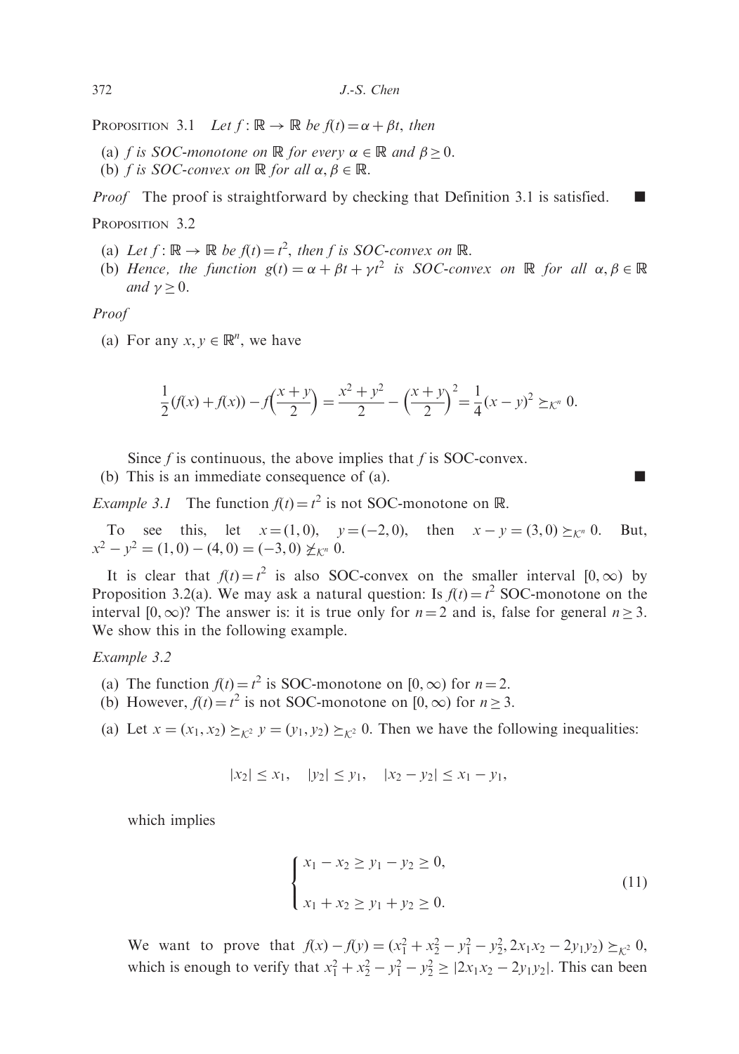PROPOSITION 3.1 *Let $f : \mathbb{R} \to \mathbb{R}$ be $f(t) = \alpha + \beta t$, then*

(a) *$f$ is SOC-monotone on $\mathbb{R}$ for every $\alpha \in \mathbb{R}$ and $\beta \geq 0$.*
(b) *$f$ is SOC-convex on $\mathbb{R}$ for all $\alpha, \beta \in \mathbb{R}$.*

*Proof* The proof is straightforward by checking that Definition 3.1 is satisfied. ■

PROPOSITION 3.2

(a) *Let $f : \mathbb{R} \to \mathbb{R}$ be $f(t) = t^2$, then $f$ is SOC-convex on $\mathbb{R}$.*
(b) *Hence, the function $g(t) = \alpha + \beta t + \gamma t^2$ is SOC-convex on $\mathbb{R}$ for all $\alpha, \beta \in \mathbb{R}$ and $\gamma \geq 0$.*

*Proof*

(a) For any $x, y \in \mathbb{R}^n$, we have

$$\frac{1}{2}(f(x) + f(x)) - f\Big(\frac{x+y}{2}\Big) = \frac{x^2 + y^2}{2} - \Big(\frac{x+y}{2}\Big)^2 = \frac{1}{4}(x-y)^2 \succeq_{\mathcal{K}^n} 0.$$

Since $f$ is continuous, the above implies that $f$ is SOC-convex.

(b) This is an immediate consequence of (a). ■

*Example 3.1* The function $f(t) = t^2$ is not SOC-monotone on $\mathbb{R}$.

To see this, let $x = (1, 0)$, $y = (-2, 0)$, then $x - y = (3, 0) \succeq_{\mathcal{K}^n} 0$. But, $x^2 - y^2 = (1, 0) - (4, 0) = (-3, 0) \not\succeq_{\mathcal{K}^n} 0$.

It is clear that $f(t) = t^2$ is also SOC-convex on the smaller interval $[0, \infty)$ by Proposition 3.2(a). We may ask a natural question: Is $f(t) = t^2$ SOC-monotone on the interval $[0, \infty)$? The answer is: it is true only for $n = 2$ and is, false for general $n \geq 3$. We show this in the following example.

*Example 3.2*

(a) The function $f(t) = t^2$ is SOC-monotone on $[0, \infty)$ for $n = 2$.
(b) However, $f(t) = t^2$ is not SOC-monotone on $[0, \infty)$ for $n \geq 3$.

(a) Let $x = (x_1, x_2) \succeq_{\mathcal{K}^2} y = (y_1, y_2) \succeq_{\mathcal{K}^2} 0$. Then we have the following inequalities:

$$|x_2| \leq x_1, \quad |y_2| \leq y_1, \quad |x_2 - y_2| \leq x_1 - y_1,$$

which implies

$$\begin{cases} x_1 - x_2 \geq y_1 - y_2 \geq 0, \\ x_1 + x_2 \geq y_1 + y_2 \geq 0. \end{cases} \tag{11}$$

We want to prove that $f(x) - f(y) = (x_1^2 + x_2^2 - y_1^2 - y_2^2, 2x_1x_2 - 2y_1y_2) \succeq_{\mathcal{K}^2} 0$, which is enough to verify that $x_1^2 + x_2^2 - y_1^2 - y_2^2 \geq |2x_1x_2 - 2y_1y_2|$. This can been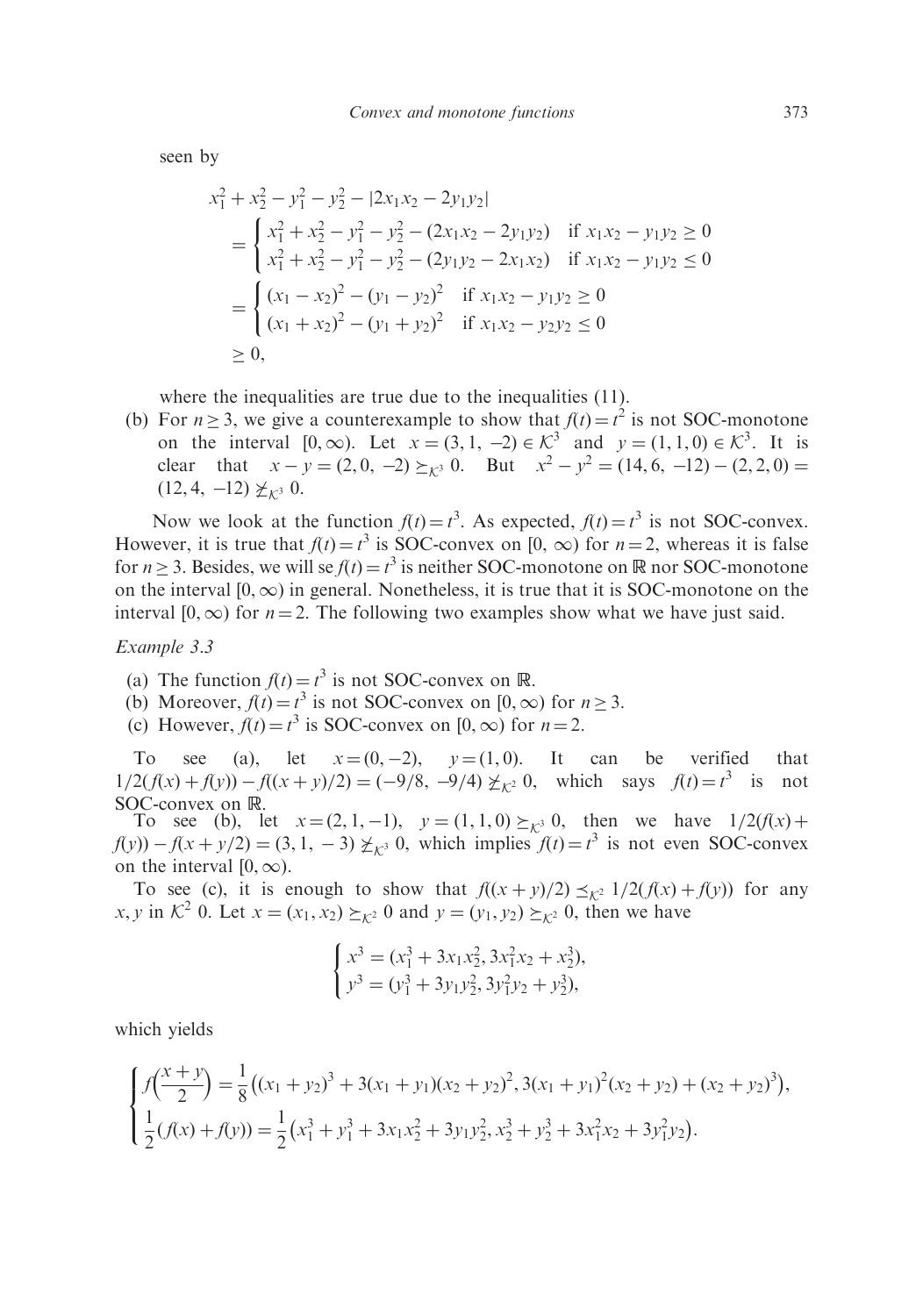seen by

$$
\begin{aligned}
&x_1^2 + x_2^2 - y_1^2 - y_2^2 - |2x_1x_2 - 2y_1y_2| \\
&= \begin{cases} x_1^2 + x_2^2 - y_1^2 - y_2^2 - (2x_1x_2 - 2y_1y_2) & \text{if } x_1x_2 - y_1y_2 \geq 0 \\ x_1^2 + x_2^2 - y_1^2 - y_2^2 - (2y_1y_2 - 2x_1x_2) & \text{if } x_1x_2 - y_1y_2 \leq 0 \end{cases} \\
&= \begin{cases} (x_1 - x_2)^2 - (y_1 - y_2)^2 & \text{if } x_1x_2 - y_1y_2 \geq 0 \\ (x_1 + x_2)^2 - (y_1 + y_2)^2 & \text{if } x_1x_2 - y_2y_2 \leq 0 \end{cases} \\
&\geq 0,
\end{aligned}
$$

where the inequalities are true due to the inequalities (11).

(b) For $n \geq 3$, we give a counterexample to show that $f(t) = t^2$ is not SOC-monotone on the interval $[0, \infty)$. Let $x = (3, 1, -2) \in \mathcal{K}^3$ and $y = (1, 1, 0) \in \mathcal{K}^3$. It is clear that $x - y = (2, 0, -2) \succeq_{\mathcal{K}^3} 0$. But $x^2 - y^2 = (14, 6, -12) - (2, 2, 0) = (12, 4, -12) \not\succeq_{\mathcal{K}^3} 0$.

Now we look at the function $f(t) = t^3$. As expected, $f(t) = t^3$ is not SOC-convex. However, it is true that $f(t) = t^3$ is SOC-convex on $[0, \infty)$ for $n = 2$, whereas it is false for $n \geq 3$. Besides, we will se $f(t) = t^3$ is neither SOC-monotone on $\mathbb{R}$ nor SOC-monotone on the interval $[0, \infty)$ in general. Nonetheless, it is true that it is SOC-monotone on the interval $[0, \infty)$ for $n = 2$. The following two examples show what we have just said.

*Example 3.3*

(a) The function $f(t) = t^3$ is not SOC-convex on $\mathbb{R}$.
(b) Moreover, $f(t) = t^3$ is not SOC-convex on $[0, \infty)$ for $n \geq 3$.
(c) However, $f(t) = t^3$ is SOC-convex on $[0, \infty)$ for $n = 2$.

To see (a), let $x = (0, -2)$, $y = (1, 0)$. It can be verified that $1/2(f(x) + f(y)) - f((x + y)/2) = (-9/8, -9/4) \not\succeq_{\mathcal{K}^2} 0$, which says $f(t) = t^3$ is not SOC-convex on $\mathbb{R}$.

To see (b), let $x = (2, 1, -1)$, $y = (1, 1, 0) \succeq_{\mathcal{K}^3} 0$, then we have $1/2(f(x) + f(y)) - f(x + y/2) = (3, 1, -3) \not\succeq_{\mathcal{K}^3} 0$, which implies $f(t) = t^3$ is not even SOC-convex on the interval $[0, \infty)$.

To see (c), it is enough to show that $f((x + y)/2) \preceq_{\mathcal{K}^2} 1/2(f(x) + f(y))$ for any $x, y$ in $\mathcal{K}^2$ 0. Let $x = (x_1, x_2) \succeq_{\mathcal{K}^2} 0$ and $y = (y_1, y_2) \succeq_{\mathcal{K}^2} 0$, then we have

$$
\begin{cases} x^3 = (x_1^3 + 3x_1x_2^2, 3x_1^2x_2 + x_2^3), \\ y^3 = (y_1^3 + 3y_1y_2^2, 3y_1^2y_2 + y_2^3), \end{cases}
$$

which yields

$$
\begin{cases} f\Big(\dfrac{x + y}{2}\Big) = \dfrac{1}{8}\big((x_1 + y_2)^3 + 3(x_1 + y_1)(x_2 + y_2)^2, 3(x_1 + y_1)^2(x_2 + y_2) + (x_2 + y_2)^3\big), \\ \dfrac{1}{2}(f(x) + f(y)) = \dfrac{1}{2}\big(x_1^3 + y_1^3 + 3x_1x_2^2 + 3y_1y_2^2, x_2^3 + y_2^3 + 3x_1^2x_2 + 3y_1^2y_2\big). \end{cases}
$$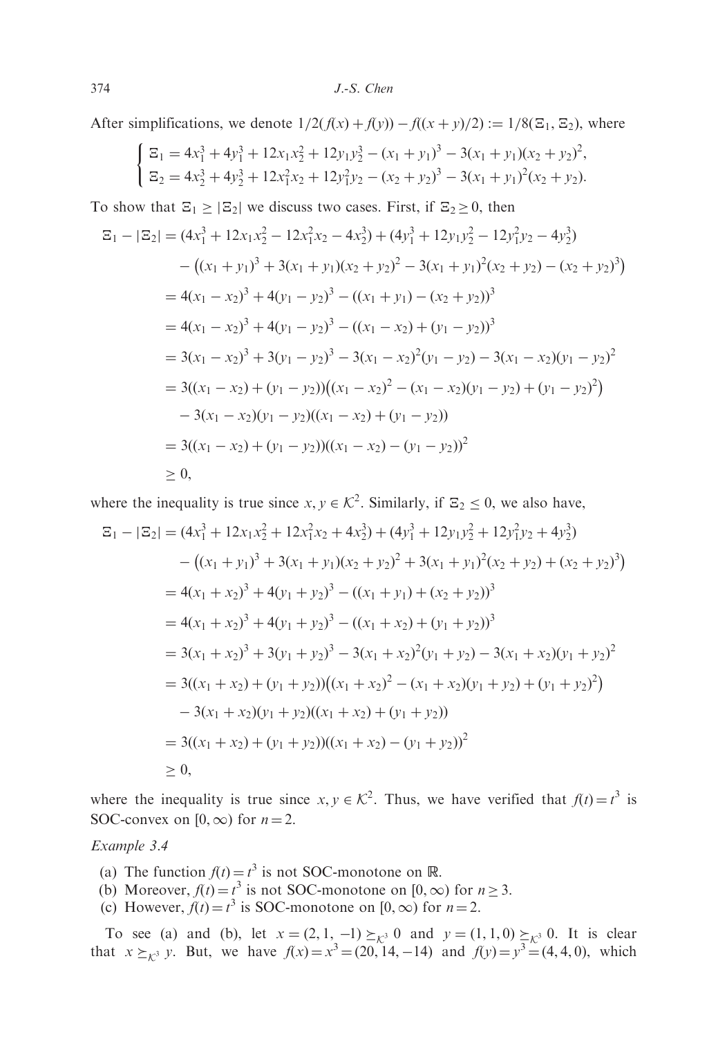After simplifications, we denote $1/2(f(x)+f(y)) - f((x+y)/2) := 1/8(\Xi_1, \Xi_2)$, where

$$
\begin{cases}
\Xi_1 = 4x_1^3 + 4y_1^3 + 12x_1x_2^2 + 12y_1y_2^2 - (x_1+y_1)^3 - 3(x_1+y_1)(x_2+y_2)^2, \\
\Xi_2 = 4x_2^3 + 4y_2^3 + 12x_1^2x_2 + 12y_1^2y_2 - (x_2+y_2)^3 - 3(x_1+y_1)^2(x_2+y_2).
\end{cases}
$$

To show that $\Xi_1 \geq |\Xi_2|$ we discuss two cases. First, if $\Xi_2 \geq 0$, then

$$
\begin{aligned}
\Xi_1 - |\Xi_2| &= (4x_1^3 + 12x_1x_2^2 - 12x_1^2x_2 - 4x_2^3) + (4y_1^3 + 12y_1y_2^2 - 12y_1^2y_2 - 4y_2^3) \\
&\quad - \left((x_1+y_1)^3 + 3(x_1+y_1)(x_2+y_2)^2 - 3(x_1+y_1)^2(x_2+y_2) - (x_2+y_2)^3\right) \\
&= 4(x_1-x_2)^3 + 4(y_1-y_2)^3 - ((x_1+y_1)-(x_2+y_2))^3 \\
&= 4(x_1-x_2)^3 + 4(y_1-y_2)^3 - ((x_1-x_2)+(y_1-y_2))^3 \\
&= 3(x_1-x_2)^3 + 3(y_1-y_2)^3 - 3(x_1-x_2)^2(y_1-y_2) - 3(x_1-x_2)(y_1-y_2)^2 \\
&= 3((x_1-x_2)+(y_1-y_2))\left((x_1-x_2)^2 - (x_1-x_2)(y_1-y_2) + (y_1-y_2)^2\right) \\
&\quad - 3(x_1-x_2)(y_1-y_2)((x_1-x_2)+(y_1-y_2)) \\
&= 3((x_1-x_2)+(y_1-y_2))((x_1-x_2)-(y_1-y_2))^2 \\
&\geq 0,
\end{aligned}
$$

where the inequality is true since $x, y \in \mathcal{K}^2$. Similarly, if $\Xi_2 \leq 0$, we also have,

$$
\begin{aligned}
\Xi_1 - |\Xi_2| &= (4x_1^3 + 12x_1x_2^2 + 12x_1^2x_2 + 4x_2^3) + (4y_1^3 + 12y_1y_2^2 + 12y_1^2y_2 + 4y_2^3) \\
&\quad - \left((x_1+y_1)^3 + 3(x_1+y_1)(x_2+y_2)^2 + 3(x_1+y_1)^2(x_2+y_2) + (x_2+y_2)^3\right) \\
&= 4(x_1+x_2)^3 + 4(y_1+y_2)^3 - ((x_1+y_1)+(x_2+y_2))^3 \\
&= 4(x_1+x_2)^3 + 4(y_1+y_2)^3 - ((x_1+x_2)+(y_1+y_2))^3 \\
&= 3(x_1+x_2)^3 + 3(y_1+y_2)^3 - 3(x_1+x_2)^2(y_1+y_2) - 3(x_1+x_2)(y_1+y_2)^2 \\
&= 3((x_1+x_2)+(y_1+y_2))\left((x_1+x_2)^2 - (x_1+x_2)(y_1+y_2) + (y_1+y_2)^2\right) \\
&\quad - 3(x_1+x_2)(y_1+y_2)((x_1+x_2)+(y_1+y_2)) \\
&= 3((x_1+x_2)+(y_1+y_2))((x_1+x_2)-(y_1+y_2))^2 \\
&\geq 0,
\end{aligned}
$$

where the inequality is true since $x, y \in \mathcal{K}^2$. Thus, we have verified that $f(t) = t^3$ is SOC-convex on $[0, \infty)$ for $n = 2$.

*Example 3.4*

(a) The function $f(t) = t^3$ is not SOC-monotone on $\mathbb{R}$.
(b) Moreover, $f(t) = t^3$ is not SOC-monotone on $[0, \infty)$ for $n \geq 3$.
(c) However, $f(t) = t^3$ is SOC-monotone on $[0, \infty)$ for $n = 2$.

To see (a) and (b), let $x = (2, 1, -1) \succeq_{\mathcal{K}^3} 0$ and $y = (1, 1, 0) \succeq_{\mathcal{K}^3} 0$. It is clear that $x \succeq_{\mathcal{K}^3} y$. But, we have $f(x) = x^3 = (20, 14, -14)$ and $f(y) = y^3 = (4, 4, 0)$, which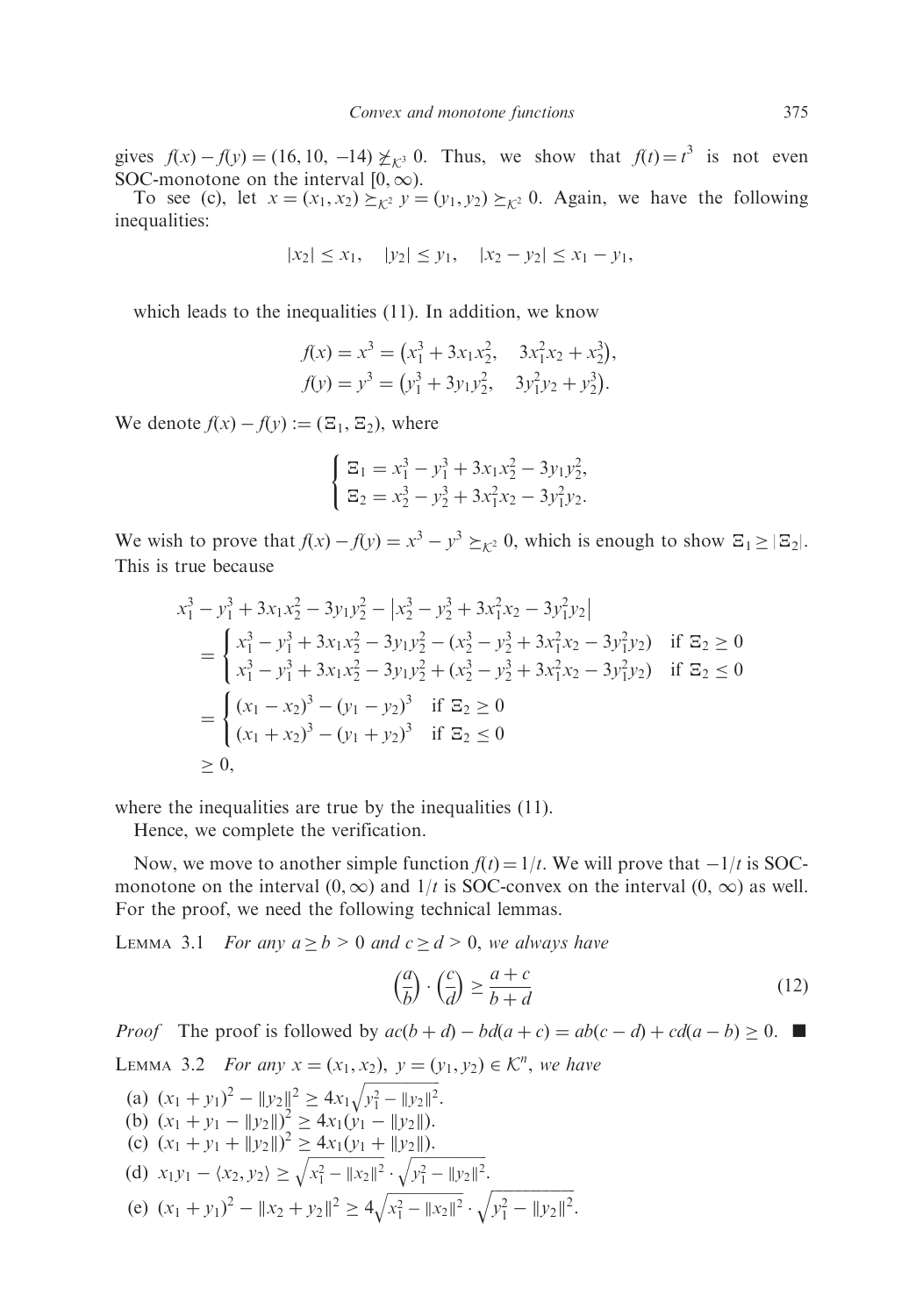gives $f(x) - f(y) = (16, 10, -14) \not\succeq_{\mathcal{K}^3} 0$. Thus, we show that $f(t) = t^3$ is not even SOC-monotone on the interval $[0, \infty)$.

To see (c), let $x = (x_1, x_2) \succeq_{\mathcal{K}^2} y = (y_1, y_2) \succeq_{\mathcal{K}^2} 0$. Again, we have the following inequalities:

$$|x_2| \leq x_1, \quad |y_2| \leq y_1, \quad |x_2 - y_2| \leq x_1 - y_1,$$

which leads to the inequalities (11). In addition, we know

$$\begin{aligned} f(x) &= x^3 = \left(x_1^3 + 3x_1x_2^2, \quad 3x_1^2x_2 + x_2^3\right), \\ f(y) &= y^3 = \left(y_1^3 + 3y_1y_2^2, \quad 3y_1^2y_2 + y_2^3\right). \end{aligned}$$

We denote $f(x) - f(y) := (\Xi_1, \Xi_2)$, where

$$\begin{cases} \Xi_1 = x_1^3 - y_1^3 + 3x_1x_2^2 - 3y_1y_2^2, \\ \Xi_2 = x_2^3 - y_2^3 + 3x_1^2x_2 - 3y_1^2y_2. \end{cases}$$

We wish to prove that $f(x) - f(y) = x^3 - y^3 \succeq_{\mathcal{K}^2} 0$, which is enough to show $\Xi_1 \geq |\Xi_2|$. This is true because

$$\begin{aligned} & x_1^3 - y_1^3 + 3x_1x_2^2 - 3y_1y_2^2 - \left|x_2^3 - y_2^3 + 3x_1^2x_2 - 3y_1^2y_2\right| \\ &= \begin{cases} x_1^3 - y_1^3 + 3x_1x_2^2 - 3y_1y_2^2 - (x_2^3 - y_2^3 + 3x_1^2x_2 - 3y_1^2y_2) & \text{if } \Xi_2 \geq 0 \\ x_1^3 - y_1^3 + 3x_1x_2^2 - 3y_1y_2^2 + (x_2^3 - y_2^3 + 3x_1^2x_2 - 3y_1^2y_2) & \text{if } \Xi_2 \leq 0 \end{cases} \\ &= \begin{cases} (x_1 - x_2)^3 - (y_1 - y_2)^3 & \text{if } \Xi_2 \geq 0 \\ (x_1 + x_2)^3 - (y_1 + y_2)^3 & \text{if } \Xi_2 \leq 0 \end{cases} \\ &\geq 0, \end{aligned}$$

where the inequalities are true by the inequalities (11).

Hence, we complete the verification.

Now, we move to another simple function $f(t) = 1/t$. We will prove that $-1/t$ is SOC-monotone on the interval $(0, \infty)$ and $1/t$ is SOC-convex on the interval $(0, \infty)$ as well. For the proof, we need the following technical lemmas.

LEMMA 3.1 *For any $a \geq b > 0$ and $c \geq d > 0$, we always have*

$$\left(\frac{a}{b}\right) \cdot \left(\frac{c}{d}\right) \geq \frac{a + c}{b + d} \tag{12}$$

*Proof* The proof is followed by $ac(b + d) - bd(a + c) = ab(c - d) + cd(a - b) \geq 0$. ■

LEMMA 3.2 *For any $x = (x_1, x_2)$, $y = (y_1, y_2) \in \mathcal{K}^n$, we have*

(a) $(x_1 + y_1)^2 - \|y_2\|^2 \geq 4x_1\sqrt{y_1^2 - \|y_2\|^2}$.

(b) $(x_1 + y_1 - \|y_2\|)^2 \geq 4x_1(y_1 - \|y_2\|)$.

(c) $(x_1 + y_1 + \|y_2\|)^2 \geq 4x_1(y_1 + \|y_2\|)$.

(d) $x_1y_1 - \langle x_2, y_2 \rangle \geq \sqrt{x_1^2 - \|x_2\|^2} \cdot \sqrt{y_1^2 - \|y_2\|^2}$.

(e) $(x_1 + y_1)^2 - \|x_2 + y_2\|^2 \geq 4\sqrt{x_1^2 - \|x_2\|^2} \cdot \sqrt{y_1^2 - \|y_2\|^2}$.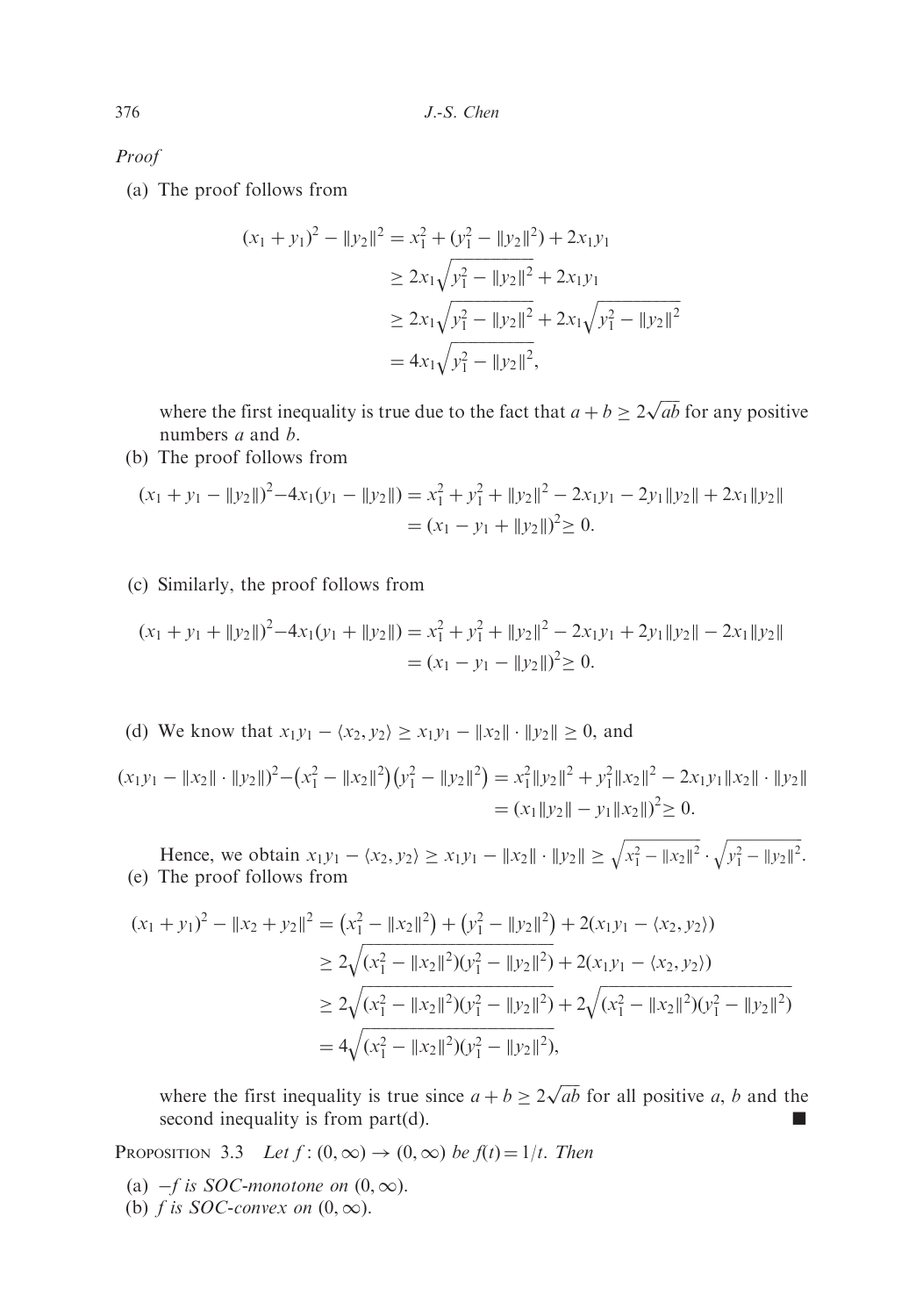*Proof*

(a) The proof follows from

$$
\begin{aligned}
(x_1+y_1)^2 - \|y_2\|^2 &= x_1^2 + (y_1^2 - \|y_2\|^2) + 2x_1y_1 \\
&\geq 2x_1\sqrt{y_1^2 - \|y_2\|^2} + 2x_1y_1 \\
&\geq 2x_1\sqrt{y_1^2 - \|y_2\|^2} + 2x_1\sqrt{y_1^2 - \|y_2\|^2} \\
&= 4x_1\sqrt{y_1^2 - \|y_2\|^2},
\end{aligned}
$$

where the first inequality is true due to the fact that $a + b \geq 2\sqrt{ab}$ for any positive numbers $a$ and $b$.

(b) The proof follows from

$$
\begin{aligned}
(x_1 + y_1 - \|y_2\|)^2 - 4x_1(y_1 - \|y_2\|) &= x_1^2 + y_1^2 + \|y_2\|^2 - 2x_1y_1 - 2y_1\|y_2\| + 2x_1\|y_2\| \\
&= (x_1 - y_1 + \|y_2\|)^2 \geq 0.
\end{aligned}
$$

(c) Similarly, the proof follows from

$$
\begin{aligned}
(x_1 + y_1 + \|y_2\|)^2 - 4x_1(y_1 + \|y_2\|) &= x_1^2 + y_1^2 + \|y_2\|^2 - 2x_1y_1 + 2y_1\|y_2\| - 2x_1\|y_2\| \\
&= (x_1 - y_1 - \|y_2\|)^2 \geq 0.
\end{aligned}
$$

(d) We know that $x_1y_1 - \langle x_2, y_2\rangle \geq x_1y_1 - \|x_2\| \cdot \|y_2\| \geq 0$, and

$$
\begin{aligned}
(x_1y_1 - \|x_2\| \cdot \|y_2\|)^2 - \left(x_1^2 - \|x_2\|^2\right)\left(y_1^2 - \|y_2\|^2\right) &= x_1^2\|y_2\|^2 + y_1^2\|x_2\|^2 - 2x_1y_1\|x_2\| \cdot \|y_2\| \\
&= (x_1\|y_2\| - y_1\|x_2\|)^2 \geq 0.
\end{aligned}
$$

Hence, we obtain $x_1y_1 - \langle x_2, y_2\rangle \geq x_1y_1 - \|x_2\| \cdot \|y_2\| \geq \sqrt{x_1^2 - \|x_2\|^2} \cdot \sqrt{y_1^2 - \|y_2\|^2}$.

(e) The proof follows from

$$
\begin{aligned}
(x_1 + y_1)^2 - \|x_2 + y_2\|^2 &= \left(x_1^2 - \|x_2\|^2\right) + \left(y_1^2 - \|y_2\|^2\right) + 2(x_1y_1 - \langle x_2, y_2\rangle) \\
&\geq 2\sqrt{(x_1^2 - \|x_2\|^2)(y_1^2 - \|y_2\|^2)} + 2(x_1y_1 - \langle x_2, y_2\rangle) \\
&\geq 2\sqrt{(x_1^2 - \|x_2\|^2)(y_1^2 - \|y_2\|^2)} + 2\sqrt{(x_1^2 - \|x_2\|^2)(y_1^2 - \|y_2\|^2)} \\
&= 4\sqrt{(x_1^2 - \|x_2\|^2)(y_1^2 - \|y_2\|^2)},
\end{aligned}
$$

where the first inequality is true since $a + b \geq 2\sqrt{ab}$ for all positive $a$, $b$ and the second inequality is from part(d). ∎

PROPOSITION 3.3 *Let $f : (0, \infty) \to (0, \infty)$ be $f(t) = 1/t$. Then*

(a) *$-f$ is SOC-monotone on $(0, \infty)$.*
(b) *$f$ is SOC-convex on $(0, \infty)$.*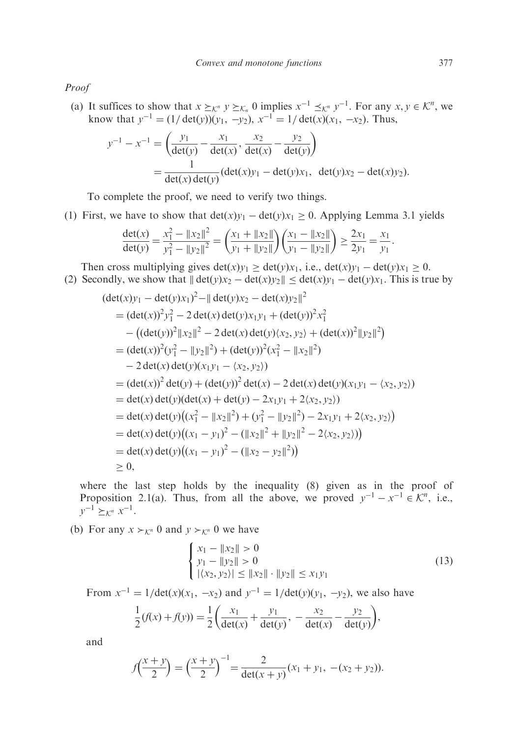*Proof*

(a) It suffices to show that $x \succeq_{\mathcal{K}^n} y \succeq_{\mathcal{K}_n} 0$ implies $x^{-1} \preceq_{\mathcal{K}^n} y^{-1}$. For any $x, y \in \mathcal{K}^n$, we know that $y^{-1} = (1/\det(y))(y_1, -y_2)$, $x^{-1} = 1/\det(x)(x_1, -x_2)$. Thus,

$$
\begin{aligned}
y^{-1} - x^{-1} &= \left(\frac{y_1}{\det(y)} - \frac{x_1}{\det(x)}, \frac{x_2}{\det(x)} - \frac{y_2}{\det(y)}\right) \\
&= \frac{1}{\det(x)\det(y)}(\det(x)y_1 - \det(y)x_1, \ \det(y)x_2 - \det(x)y_2).
\end{aligned}
$$

To complete the proof, we need to verify two things.

(1) First, we have to show that $\det(x)y_1 - \det(y)x_1 \geq 0$. Applying Lemma 3.1 yields

$$
\frac{\det(x)}{\det(y)} = \frac{x_1^2 - \|x_2\|^2}{y_1^2 - \|y_2\|^2} = \left(\frac{x_1 + \|x_2\|}{y_1 + \|y_2\|}\right)\left(\frac{x_1 - \|x_2\|}{y_1 - \|y_2\|}\right) \geq \frac{2x_1}{2y_1} = \frac{x_1}{y_1}.
$$

Then cross multiplying gives $\det(x)y_1 \geq \det(y)x_1$, i.e., $\det(x)y_1 - \det(y)x_1 \geq 0$.

(2) Secondly, we show that $\|\det(y)x_2 - \det(x)y_2\| \leq \det(x)y_1 - \det(y)x_1$. This is true by

$$
\begin{aligned}
&(\det(x)y_1 - \det(y)x_1)^2 - \|\det(y)x_2 - \det(x)y_2\|^2 \\
&= (\det(x))^2 y_1^2 - 2\det(x)\det(y)x_1y_1 + (\det(y))^2 x_1^2 \\
&\quad - \left((\det(y))^2\|x_2\|^2 - 2\det(x)\det(y)\langle x_2, y_2\rangle + (\det(x))^2\|y_2\|^2\right) \\
&= (\det(x))^2(y_1^2 - \|y_2\|^2) + (\det(y))^2(x_1^2 - \|x_2\|^2) \\
&\quad - 2\det(x)\det(y)(x_1y_1 - \langle x_2, y_2\rangle) \\
&= (\det(x))^2\det(y) + (\det(y))^2\det(x) - 2\det(x)\det(y)(x_1y_1 - \langle x_2, y_2\rangle) \\
&= \det(x)\det(y)(\det(x) + \det(y) - 2x_1y_1 + 2\langle x_2, y_2\rangle) \\
&= \det(x)\det(y)\left((x_1^2 - \|x_2\|^2) + (y_1^2 - \|y_2\|^2) - 2x_1y_1 + 2\langle x_2, y_2\rangle\right) \\
&= \det(x)\det(y)\left((x_1 - y_1)^2 - (\|x_2\|^2 + \|y_2\|^2 - 2\langle x_2, y_2\rangle)\right) \\
&= \det(x)\det(y)\left((x_1 - y_1)^2 - (\|x_2 - y_2\|^2)\right) \\
&\geq 0,
\end{aligned}
$$

where the last step holds by the inequality (8) given as in the proof of Proposition 2.1(a). Thus, from all the above, we proved $y^{-1} - x^{-1} \in \mathcal{K}^n$, i.e., $y^{-1} \succeq_{\mathcal{K}^n} x^{-1}$.

(b) For any $x \succ_{\mathcal{K}^n} 0$ and $y \succ_{\mathcal{K}^n} 0$ we have

$$
\begin{cases}
x_1 - \|x_2\| > 0 \\
y_1 - \|y_2\| > 0 \\
|\langle x_2, y_2\rangle| \leq \|x_2\| \cdot \|y_2\| \leq x_1y_1
\end{cases}
\tag{13}
$$

From $x^{-1} = 1/\det(x)(x_1, -x_2)$ and $y^{-1} = 1/\det(y)(y_1, -y_2)$, we also have

$$
\frac{1}{2}(f(x) + f(y)) = \frac{1}{2}\left(\frac{x_1}{\det(x)} + \frac{y_1}{\det(y)}, -\frac{x_2}{\det(x)} - \frac{y_2}{\det(y)}\right),
$$

and

$$
f\left(\frac{x+y}{2}\right) = \left(\frac{x+y}{2}\right)^{-1} = \frac{2}{\det(x+y)}(x_1 + y_1, -(x_2 + y_2)).
$$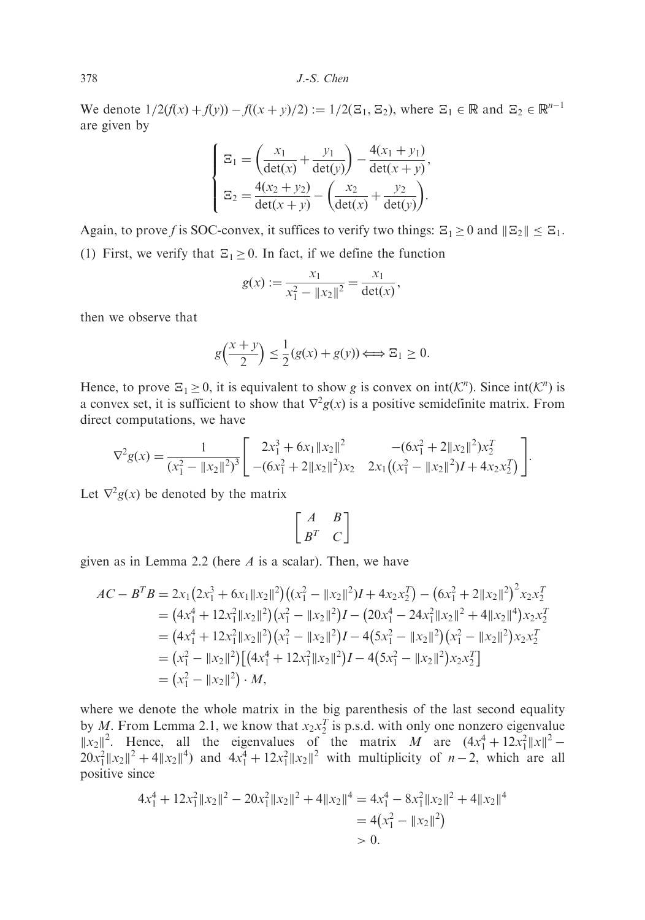We denote $1/2(f(x) + f(y)) - f((x + y)/2) := 1/2(\Xi_1, \Xi_2)$, where $\Xi_1 \in \mathbb{R}$ and $\Xi_2 \in \mathbb{R}^{n-1}$ are given by

$$\begin{cases} \Xi_1 = \left(\dfrac{x_1}{\det(x)} + \dfrac{y_1}{\det(y)}\right) - \dfrac{4(x_1 + y_1)}{\det(x + y)}, \\ \Xi_2 = \dfrac{4(x_2 + y_2)}{\det(x + y)} - \left(\dfrac{x_2}{\det(x)} + \dfrac{y_2}{\det(y)}\right). \end{cases}$$

Again, to prove $f$ is SOC-convex, it suffices to verify two things: $\Xi_1 \geq 0$ and $\|\Xi_2\| \leq \Xi_1$.

(1) First, we verify that $\Xi_1 \geq 0$. In fact, if we define the function

$$g(x) := \frac{x_1}{x_1^2 - \|x_2\|^2} = \frac{x_1}{\det(x)},$$

then we observe that

$$g\Big(\frac{x + y}{2}\Big) \leq \frac{1}{2}(g(x) + g(y)) \Longleftrightarrow \Xi_1 \geq 0.$$

Hence, to prove $\Xi_1 \geq 0$, it is equivalent to show $g$ is convex on $\text{int}(\mathcal{K}^n)$. Since $\text{int}(\mathcal{K}^n)$ is a convex set, it is sufficient to show that $\nabla^2 g(x)$ is a positive semidefinite matrix. From direct computations, we have

$$\nabla^2 g(x) = \frac{1}{(x_1^2 - \|x_2\|^2)^3} \begin{bmatrix} 2x_1^3 + 6x_1\|x_2\|^2 & -(6x_1^2 + 2\|x_2\|^2)x_2^T \\ -(6x_1^2 + 2\|x_2\|^2)x_2 & 2x_1\big((x_1^2 - \|x_2\|^2)I + 4x_2x_2^T\big) \end{bmatrix}.$$

Let $\nabla^2 g(x)$ be denoted by the matrix

$$\begin{bmatrix} A & B \\ B^T & C \end{bmatrix}$$

given as in Lemma 2.2 (here $A$ is a scalar). Then, we have

$$\begin{aligned} AC - B^T B &= 2x_1\big(2x_1^3 + 6x_1\|x_2\|^2\big)\big((x_1^2 - \|x_2\|^2)I + 4x_2x_2^T\big) - \big(6x_1^2 + 2\|x_2\|^2\big)^2 x_2x_2^T \\ &= \big(4x_1^4 + 12x_1^2\|x_2\|^2\big)\big(x_1^2 - \|x_2\|^2\big)I - \big(20x_1^4 - 24x_1^2\|x_2\|^2 + 4\|x_2\|^4\big)x_2x_2^T \\ &= \big(4x_1^4 + 12x_1^2\|x_2\|^2\big)\big(x_1^2 - \|x_2\|^2\big)I - 4\big(5x_1^2 - \|x_2\|^2\big)\big(x_1^2 - \|x_2\|^2\big)x_2x_2^T \\ &= \big(x_1^2 - \|x_2\|^2\big)\big[\big(4x_1^4 + 12x_1^2\|x_2\|^2\big)I - 4\big(5x_1^2 - \|x_2\|^2\big)x_2x_2^T\big] \\ &= \big(x_1^2 - \|x_2\|^2\big) \cdot M, \end{aligned}$$

where we denote the whole matrix in the big parenthesis of the last second equality by $M$. From Lemma 2.1, we know that $x_2x_2^T$ is p.s.d. with only one nonzero eigenvalue $\|x_2\|^2$. Hence, all the eigenvalues of the matrix $M$ are $(4x_1^4 + 12x_1^2\|x\|^2 - 20x_1^2\|x_2\|^2 + 4\|x_2\|^4)$ and $4x_1^4 + 12x_1^2\|x_2\|^2$ with multiplicity of $n-2$, which are all positive since

$$\begin{aligned} 4x_1^4 + 12x_1^2\|x_2\|^2 - 20x_1^2\|x_2\|^2 + 4\|x_2\|^4 &= 4x_1^4 - 8x_1^2\|x_2\|^2 + 4\|x_2\|^4 \\ &= 4\big(x_1^2 - \|x_2\|^2\big) \\ &> 0. \end{aligned}$$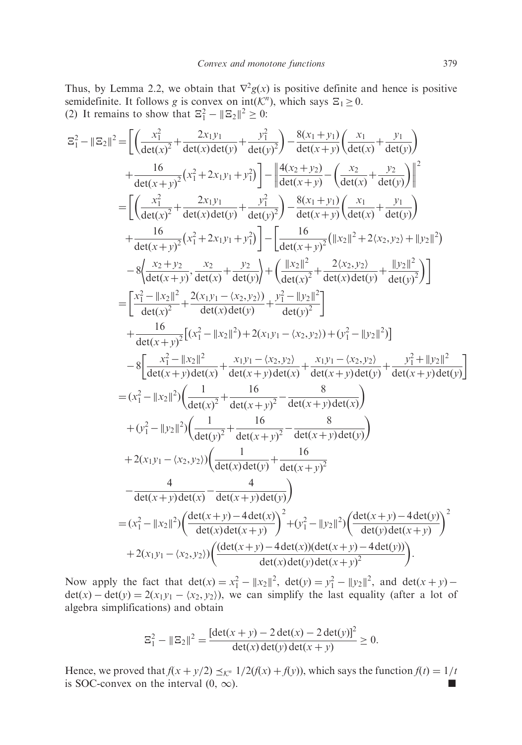Thus, by Lemma 2.2, we obtain that $\nabla^2 g(x)$ is positive definite and hence is positive semidefinite. It follows $g$ is convex on $\text{int}(\mathcal{K}^n)$, which says $\Xi_1 \geq 0$.
(2) It remains to show that $\Xi_1^2 - \|\Xi_2\|^2 \geq 0$:

$$
\begin{aligned}
\Xi_1^2 - \|\Xi_2\|^2 &= \left[\left(\frac{x_1^2}{\det(x)^2} + \frac{2x_1y_1}{\det(x)\det(y)} + \frac{y_1^2}{\det(y)^2}\right) - \frac{8(x_1+y_1)}{\det(x+y)}\left(\frac{x_1}{\det(x)} + \frac{y_1}{\det(y)}\right)\right. \\
&\quad \left. + \frac{16}{\det(x+y)^2}\left(x_1^2 + 2x_1y_1 + y_1^2\right)\right] - \left\|\frac{4(x_2+y_2)}{\det(x+y)} - \left(\frac{x_2}{\det(x)} + \frac{y_2}{\det(y)}\right)\right\|^2 \\
&= \left[\left(\frac{x_1^2}{\det(x)^2} + \frac{2x_1y_1}{\det(x)\det(y)} + \frac{y_1^2}{\det(y)^2}\right) - \frac{8(x_1+y_1)}{\det(x+y)}\left(\frac{x_1}{\det(x)} + \frac{y_1}{\det(y)}\right)\right. \\
&\quad \left. + \frac{16}{\det(x+y)^2}\left(x_1^2 + 2x_1y_1 + y_1^2\right)\right] - \left[\frac{16}{\det(x+y)^2}\left(\|x_2\|^2 + 2\langle x_2, y_2\rangle + \|y_2\|^2\right)\right. \\
&\quad \left. - 8\left\langle \frac{x_2+y_2}{\det(x+y)}, \frac{x_2}{\det(x)} + \frac{y_2}{\det(y)}\right\rangle + \left(\frac{\|x_2\|^2}{\det(x)^2} + \frac{2\langle x_2, y_2\rangle}{\det(x)\det(y)} + \frac{\|y_2\|^2}{\det(y)^2}\right)\right] \\
&= \left[\frac{x_1^2 - \|x_2\|^2}{\det(x)^2} + \frac{2(x_1y_1 - \langle x_2, y_2\rangle)}{\det(x)\det(y)} + \frac{y_1^2 - \|y_2\|^2}{\det(y)^2}\right] \\
&\quad + \frac{16}{\det(x+y)^2}\left[(x_1^2 - \|x_2\|^2) + 2(x_1y_1 - \langle x_2, y_2\rangle) + (y_1^2 - \|y_2\|^2)\right] \\
&\quad - 8\left[\frac{x_1^2 - \|x_2\|^2}{\det(x+y)\det(x)} + \frac{x_1y_1 - \langle x_2, y_2\rangle}{\det(x+y)\det(x)} + \frac{x_1y_1 - \langle x_2, y_2\rangle}{\det(x+y)\det(y)} + \frac{y_1^2 + \|y_2\|^2}{\det(x+y)\det(y)}\right] \\
&= (x_1^2 - \|x_2\|^2)\left(\frac{1}{\det(x)^2} + \frac{16}{\det(x+y)^2} - \frac{8}{\det(x+y)\det(x)}\right) \\
&\quad + (y_1^2 - \|y_2\|^2)\left(\frac{1}{\det(y)^2} + \frac{16}{\det(x+y)^2} - \frac{8}{\det(x+y)\det(y)}\right) \\
&\quad + 2(x_1y_1 - \langle x_2, y_2\rangle)\left(\frac{1}{\det(x)\det(y)} + \frac{16}{\det(x+y)^2}\right. \\
&\quad \left. - \frac{4}{\det(x+y)\det(x)} - \frac{4}{\det(x+y)\det(y)}\right) \\
&= (x_1^2 - \|x_2\|^2)\left(\frac{\det(x+y) - 4\det(x)}{\det(x)\det(x+y)}\right)^2 + (y_1^2 - \|y_2\|^2)\left(\frac{\det(x+y) - 4\det(y)}{\det(y)\det(x+y)}\right)^2 \\
&\quad + 2(x_1y_1 - \langle x_2, y_2\rangle)\left(\frac{(\det(x+y) - 4\det(x))(\det(x+y) - 4\det(y))}{\det(x)\det(y)\det(x+y)^2}\right).
\end{aligned}
$$

Now apply the fact that $\det(x) = x_1^2 - \|x_2\|^2$, $\det(y) = y_1^2 - \|y_2\|^2$, and $\det(x+y) - \det(x) - \det(y) = 2(x_1y_1 - \langle x_2, y_2\rangle)$, we can simplify the last equality (after a lot of algebra simplifications) and obtain

$$
\Xi_1^2 - \|\Xi_2\|^2 = \frac{[\det(x+y) - 2\det(x) - 2\det(y)]^2}{\det(x)\det(y)\det(x+y)} \geq 0.
$$

Hence, we proved that $f(x+y/2) \preceq_{\mathcal{K}^n} 1/2(f(x) + f(y))$, which says the function $f(t) = 1/t$ is SOC-convex on the interval $(0, \infty)$. ■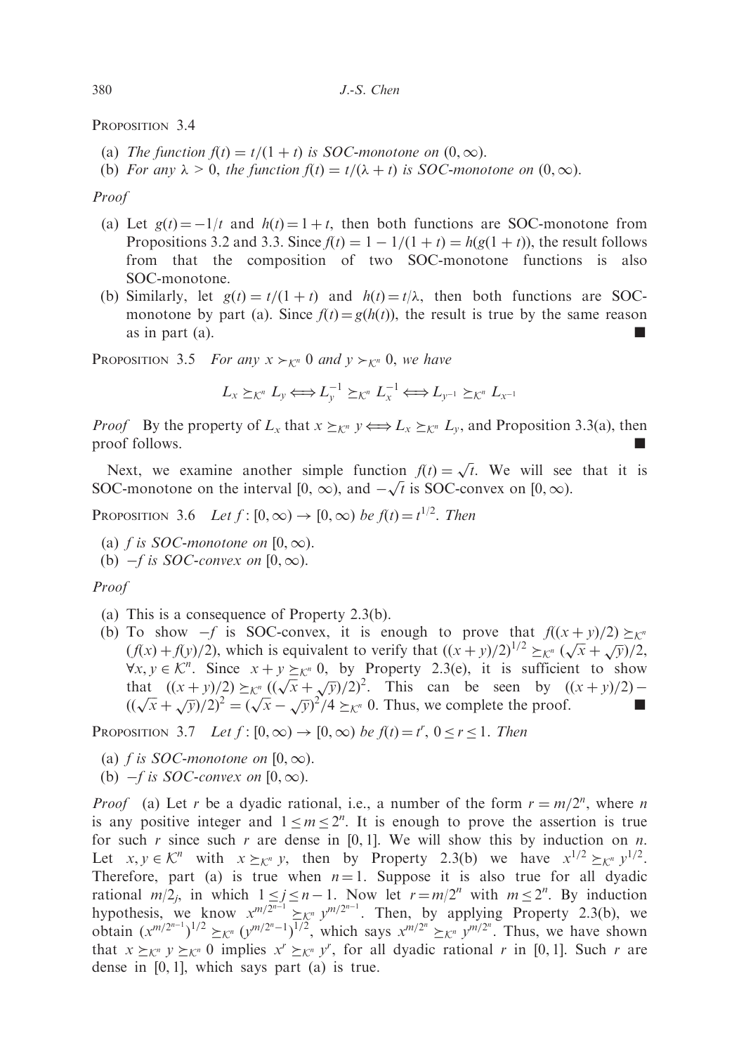PROPOSITION 3.4

(a) *The function $f(t) = t/(1+t)$ is SOC-monotone on $(0, \infty)$.*
(b) *For any $\lambda > 0$, the function $f(t) = t/(\lambda + t)$ is SOC-monotone on $(0, \infty)$.*

*Proof*

(a) Let $g(t) = -1/t$ and $h(t) = 1 + t$, then both functions are SOC-monotone from Propositions 3.2 and 3.3. Since $f(t) = 1 - 1/(1+t) = h(g(1+t))$, the result follows from that the composition of two SOC-monotone functions is also SOC-monotone.
(b) Similarly, let $g(t) = t/(1+t)$ and $h(t) = t/\lambda$, then both functions are SOC-monotone by part (a). Since $f(t) = g(h(t))$, the result is true by the same reason as in part (a). ∎

PROPOSITION 3.5 *For any $x \succ_{\mathcal{K}^n} 0$ and $y \succ_{\mathcal{K}^n} 0$, we have*

$$L_x \succeq_{\mathcal{K}^n} L_y \Longleftrightarrow L_y^{-1} \succeq_{\mathcal{K}^n} L_x^{-1} \Longleftrightarrow L_{y^{-1}} \succeq_{\mathcal{K}^n} L_{x^{-1}}$$

*Proof* By the property of $L_x$ that $x \succeq_{\mathcal{K}^n} y \Longleftrightarrow L_x \succeq_{\mathcal{K}^n} L_y$, and Proposition 3.3(a), then proof follows. ∎

Next, we examine another simple function $f(t) = \sqrt{t}$. We will see that it is SOC-monotone on the interval $[0, \infty)$, and $-\sqrt{t}$ is SOC-convex on $[0, \infty)$.

PROPOSITION 3.6 *Let $f : [0, \infty) \to [0, \infty)$ be $f(t) = t^{1/2}$. Then*

(a) *$f$ is SOC-monotone on $[0, \infty)$.*
(b) *$-f$ is SOC-convex on $[0, \infty)$.*

*Proof*

(a) This is a consequence of Property 2.3(b).
(b) To show $-f$ is SOC-convex, it is enough to prove that $f((x+y)/2) \succeq_{\mathcal{K}^n} (f(x) + f(y)/2)$, which is equivalent to verify that $((x+y)/2)^{1/2} \succeq_{\mathcal{K}^n} (\sqrt{x} + \sqrt{y})/2$, $\forall x, y \in \mathcal{K}^n$. Since $x + y \succeq_{\mathcal{K}^n} 0$, by Property 2.3(e), it is sufficient to show that $((x+y)/2) \succeq_{\mathcal{K}^n} ((\sqrt{x} + \sqrt{y})/2)^2$. This can be seen by $((x+y)/2) - ((\sqrt{x} + \sqrt{y})/2)^2 = (\sqrt{x} - \sqrt{y})^2/4 \succeq_{\mathcal{K}^n} 0$. Thus, we complete the proof. ∎

PROPOSITION 3.7 *Let $f : [0, \infty) \to [0, \infty)$ be $f(t) = t^r$, $0 \le r \le 1$. Then*

(a) *$f$ is SOC-monotone on $[0, \infty)$.*
(b) *$-f$ is SOC-convex on $[0, \infty)$.*

*Proof* (a) Let $r$ be a dyadic rational, i.e., a number of the form $r = m/2^n$, where $n$ is any positive integer and $1 \le m \le 2^n$. It is enough to prove the assertion is true for such $r$ since such $r$ are dense in $[0, 1]$. We will show this by induction on $n$. Let $x, y \in \mathcal{K}^n$ with $x \succeq_{\mathcal{K}^n} y$, then by Property 2.3(b) we have $x^{1/2} \succeq_{\mathcal{K}^n} y^{1/2}$. Therefore, part (a) is true when $n = 1$. Suppose it is also true for all dyadic rational $m/2_j$, in which $1 \le j \le n-1$. Now let $r = m/2^n$ with $m \le 2^n$. By induction hypothesis, we know $x^{m/2^{n-1}} \succeq_{\mathcal{K}^n} y^{m/2^{n-1}}$. Then, by applying Property 2.3(b), we obtain $(x^{m/2^{n-1}})^{1/2} \succeq_{\mathcal{K}^n} (y^{m/2^n - 1})^{1/2}$, which says $x^{m/2^n} \succeq_{\mathcal{K}^n} y^{m/2^n}$. Thus, we have shown that $x \succeq_{\mathcal{K}^n} y \succeq_{\mathcal{K}^n} 0$ implies $x^r \succeq_{\mathcal{K}^n} y^r$, for all dyadic rational $r$ in $[0, 1]$. Such $r$ are dense in $[0, 1]$, which says part (a) is true.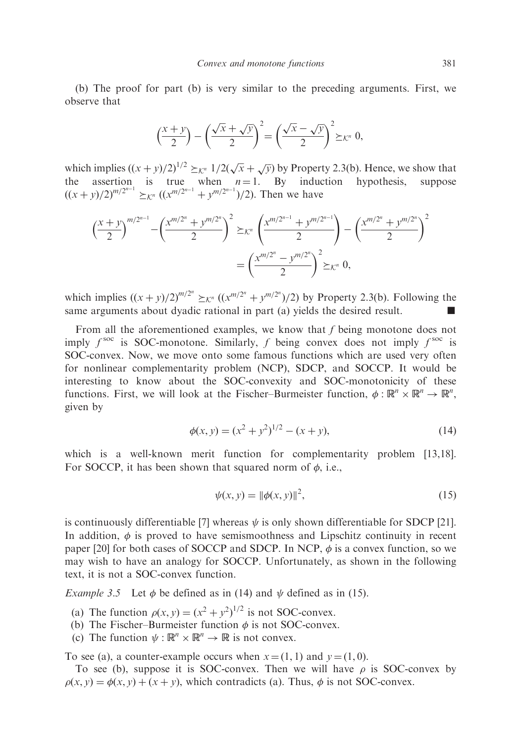(b) The proof for part (b) is very similar to the preceding arguments. First, we observe that

$$\left(\frac{x+y}{2}\right) - \left(\frac{\sqrt{x}+\sqrt{y}}{2}\right)^2 = \left(\frac{\sqrt{x}-\sqrt{y}}{2}\right)^2 \succeq_{\mathcal{K}^n} 0,$$

which implies $((x+y)/2)^{1/2} \succeq_{\mathcal{K}^n} 1/2(\sqrt{x}+\sqrt{y})$ by Property 2.3(b). Hence, we show that the assertion is true when $n=1$. By induction hypothesis, suppose $((x+y)/2)^{m/2^{n-1}} \succeq_{\mathcal{K}^n} ((x^{m/2^{n-1}} + y^{m/2^{n-1}})/2)$. Then we have

$$\begin{aligned}\left(\frac{x+y}{2}\right)^{m/2^{n-1}} - \left(\frac{x^{m/2^n}+y^{m/2^n}}{2}\right)^2 &\succeq_{\mathcal{K}^n} \left(\frac{x^{m/2^{n-1}}+y^{m/2^{n-1}}}{2}\right) - \left(\frac{x^{m/2^n}+y^{m/2^n}}{2}\right)^2 \\ &= \left(\frac{x^{m/2^n}-y^{m/2^n}}{2}\right)^2 \succeq_{\mathcal{K}^n} 0,\end{aligned}$$

which implies $((x+y)/2)^{m/2^n} \succeq_{\mathcal{K}^n} ((x^{m/2^n}+y^{m/2^n})/2)$ by Property 2.3(b). Following the same arguments about dyadic rational in part (a) yields the desired result. ■

From all the aforementioned examples, we know that $f$ being monotone does not imply $f^{\text{soc}}$ is SOC-monotone. Similarly, $f$ being convex does not imply $f^{\text{soc}}$ is SOC-convex. Now, we move onto some famous functions which are used very often for nonlinear complementarity problem (NCP), SDCP, and SOCCP. It would be interesting to know about the SOC-convexity and SOC-monotonicity of these functions. First, we will look at the Fischer–Burmeister function, $\phi : \mathbb{R}^n \times \mathbb{R}^n \to \mathbb{R}^n$, given by

$$\phi(x,y) = (x^2+y^2)^{1/2} - (x+y), \tag{14}$$

which is a well-known merit function for complementarity problem [13,18]. For SOCCP, it has been shown that squared norm of $\phi$, i.e.,

$$\psi(x,y) = \|\phi(x,y)\|^2, \tag{15}$$

is continuously differentiable [7] whereas $\psi$ is only shown differentiable for SDCP [21]. In addition, $\phi$ is proved to have semismoothness and Lipschitz continuity in recent paper [20] for both cases of SOCCP and SDCP. In NCP, $\phi$ is a convex function, so we may wish to have an analogy for SOCCP. Unfortunately, as shown in the following text, it is not a SOC-convex function.

*Example 3.5* Let $\phi$ be defined as in (14) and $\psi$ defined as in (15).

(a) The function $\rho(x,y) = (x^2+y^2)^{1/2}$ is not SOC-convex.
(b) The Fischer–Burmeister function $\phi$ is not SOC-convex.
(c) The function $\psi : \mathbb{R}^n \times \mathbb{R}^n \to \mathbb{R}$ is not convex.

To see (a), a counter-example occurs when $x = (1,1)$ and $y = (1,0)$.

To see (b), suppose it is SOC-convex. Then we will have $\rho$ is SOC-convex by $\rho(x,y) = \phi(x,y) + (x+y)$, which contradicts (a). Thus, $\phi$ is not SOC-convex.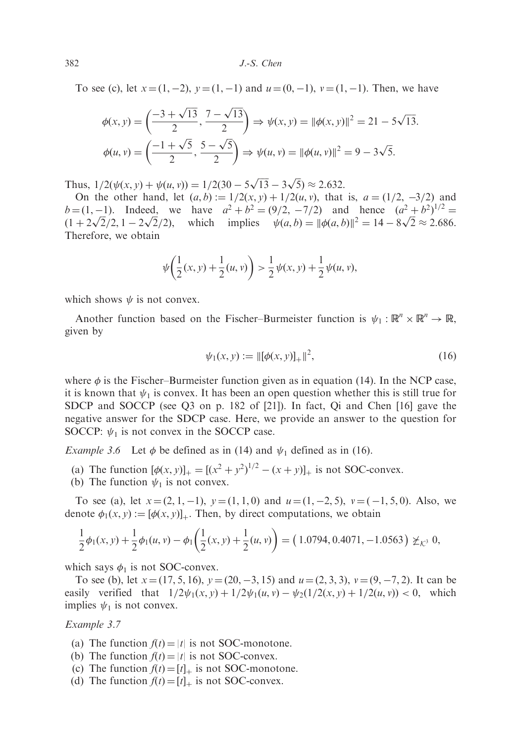To see (c), let $x = (1, -2)$, $y = (1, -1)$ and $u = (0, -1)$, $v = (1, -1)$. Then, we have

$$\phi(x, y) = \left(\frac{-3 + \sqrt{13}}{2}, \frac{7 - \sqrt{13}}{2}\right) \Rightarrow \psi(x, y) = \|\phi(x, y)\|^2 = 21 - 5\sqrt{13}.$$

$$\phi(u, v) = \left(\frac{-1 + \sqrt{5}}{2}, \frac{5 - \sqrt{5}}{2}\right) \Rightarrow \psi(u, v) = \|\phi(u, v)\|^2 = 9 - 3\sqrt{5}.$$

Thus, $1/2(\psi(x, y) + \psi(u, v)) = 1/2(30 - 5\sqrt{13} - 3\sqrt{5}) \approx 2.632$.

On the other hand, let $(a, b) := 1/2(x, y) + 1/2(u, v)$, that is, $a = (1/2, -3/2)$ and $b = (1, -1)$. Indeed, we have $a^2 + b^2 = (9/2, -7/2)$ and hence $(a^2 + b^2)^{1/2} = (1 + 2\sqrt{2}/2, 1 - 2\sqrt{2}/2)$, which implies $\psi(a, b) = \|\phi(a, b)\|^2 = 14 - 8\sqrt{2} \approx 2.686$. Therefore, we obtain

$$\psi\left(\frac{1}{2}(x, y) + \frac{1}{2}(u, v)\right) > \frac{1}{2}\psi(x, y) + \frac{1}{2}\psi(u, v),$$

which shows $\psi$ is not convex.

Another function based on the Fischer–Burmeister function is $\psi_1 : \mathbb{R}^n \times \mathbb{R}^n \to \mathbb{R}$, given by

$$\psi_1(x, y) := \|[\phi(x, y)]_+\|^2, \tag{16}$$

where $\phi$ is the Fischer–Burmeister function given as in equation (14). In the NCP case, it is known that $\psi_1$ is convex. It has been an open question whether this is still true for SDCP and SOCCP (see Q3 on p. 182 of [21]). In fact, Qi and Chen [16] gave the negative answer for the SDCP case. Here, we provide an answer to the question for SOCCP: $\psi_1$ is not convex in the SOCCP case.

*Example 3.6* Let $\phi$ be defined as in (14) and $\psi_1$ defined as in (16).

(a) The function $[\phi(x, y)]_+ = [(x^2 + y^2)^{1/2} - (x + y)]_+$ is not SOC-convex.
(b) The function $\psi_1$ is not convex.

To see (a), let $x = (2, 1, -1)$, $y = (1, 1, 0)$ and $u = (1, -2, 5)$, $v = (-1, 5, 0)$. Also, we denote $\phi_1(x, y) := [\phi(x, y)]_+$. Then, by direct computations, we obtain

$$\frac{1}{2}\phi_1(x, y) + \frac{1}{2}\phi_1(u, v) - \phi_1\left(\frac{1}{2}(x, y) + \frac{1}{2}(u, v)\right) = \begin{pmatrix} 1.0794, 0.4071, -1.0563 \end{pmatrix} \not\succeq_{\mathcal{K}^3} 0,$$

which says $\phi_1$ is not SOC-convex.

To see (b), let $x = (17, 5, 16)$, $y = (20, -3, 15)$ and $u = (2, 3, 3)$, $v = (9, -7, 2)$. It can be easily verified that $1/2\psi_1(x, y) + 1/2\psi_1(u, v) - \psi_2(1/2(x, y) + 1/2(u, v)) < 0$, which implies $\psi_1$ is not convex.

*Example 3.7*

(a) The function $f(t) = |t|$ is not SOC-monotone.
(b) The function $f(t) = |t|$ is not SOC-convex.
(c) The function $f(t) = [t]_+$ is not SOC-monotone.
(d) The function $f(t) = [t]_+$ is not SOC-convex.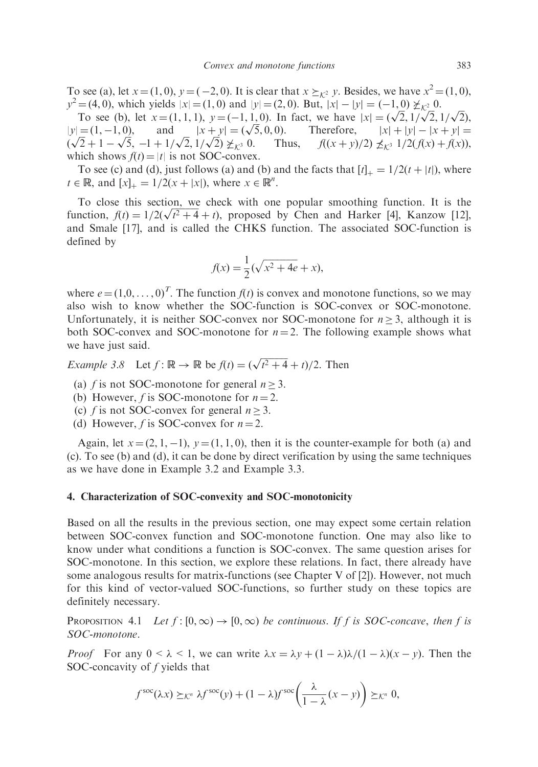To see (a), let $x = (1, 0)$, $y = (-2, 0)$. It is clear that $x \succeq_{\mathcal{K}^2} y$. Besides, we have $x^2 = (1, 0)$, $y^2 = (4, 0)$, which yields $|x| = (1, 0)$ and $|y| = (2, 0)$. But, $|x| - |y| = (-1, 0) \not\succeq_{\mathcal{K}^2} 0$.

To see (b), let $x = (1, 1, 1)$, $y = (-1, 1, 0)$. In fact, we have $|x| = (\sqrt{2}, 1/\sqrt{2}, 1/\sqrt{2})$, $|y| = (1, -1, 0)$, and $|x + y| = (\sqrt{5}, 0, 0)$. Therefore, $|x| + |y| - |x + y| = (\sqrt{2} + 1 - \sqrt{5}, -1 + 1/\sqrt{2}, 1/\sqrt{2}) \not\succeq_{\mathcal{K}^3} 0$. Thus, $f((x + y)/2) \not\preceq_{\mathcal{K}^3} 1/2(f(x) + f(x))$, which shows $f(t) = |t|$ is not SOC-convex.

To see (c) and (d), just follows (a) and (b) and the facts that $[t]_+ = 1/2(t + |t|)$, where $t \in \mathbb{R}$, and $[x]_+ = 1/2(x + |x|)$, where $x \in \mathbb{R}^n$.

To close this section, we check with one popular smoothing function. It is the function, $f(t) = 1/2(\sqrt{t^2 + 4} + t)$, proposed by Chen and Harker [4], Kanzow [12], and Smale [17], and is called the CHKS function. The associated SOC-function is defined by

$$f(x) = \frac{1}{2}(\sqrt{x^2 + 4e} + x),$$

where $e = (1, 0, \ldots, 0)^T$. The function $f(t)$ is convex and monotone functions, so we may also wish to know whether the SOC-function is SOC-convex or SOC-monotone. Unfortunately, it is neither SOC-convex nor SOC-monotone for $n \geq 3$, although it is both SOC-convex and SOC-monotone for $n = 2$. The following example shows what we have just said.

*Example 3.8* Let $f : \mathbb{R} \to \mathbb{R}$ be $f(t) = (\sqrt{t^2 + 4} + t)/2$. Then

(a) $f$ is not SOC-monotone for general $n \geq 3$.
(b) However, $f$ is SOC-monotone for $n = 2$.
(c) $f$ is not SOC-convex for general $n \geq 3$.
(d) However, $f$ is SOC-convex for $n = 2$.

Again, let $x = (2, 1, -1)$, $y = (1, 1, 0)$, then it is the counter-example for both (a) and (c). To see (b) and (d), it can be done by direct verification by using the same techniques as we have done in Example 3.2 and Example 3.3.

## 4. Characterization of SOC-convexity and SOC-monotonicity

Based on all the results in the previous section, one may expect some certain relation between SOC-convex function and SOC-monotone function. One may also like to know under what conditions a function is SOC-convex. The same question arises for SOC-monotone. In this section, we explore these relations. In fact, there already have some analogous results for matrix-functions (see Chapter V of [2]). However, not much for this kind of vector-valued SOC-functions, so further study on these topics are definitely necessary.

PROPOSITION 4.1 *Let $f : [0, \infty) \to [0, \infty)$ be continuous. If $f$ is SOC-concave, then $f$ is SOC-monotone.*

*Proof* For any $0 < \lambda < 1$, we can write $\lambda x = \lambda y + (1 - \lambda)\lambda/(1 - \lambda)(x - y)$. Then the SOC-concavity of $f$ yields that

$$f^{\text{soc}}(\lambda x) \succeq_{\mathcal{K}^n} \lambda f^{\text{soc}}(y) + (1 - \lambda) f^{\text{soc}}\left(\frac{\lambda}{1 - \lambda}(x - y)\right) \succeq_{\mathcal{K}^n} 0,$$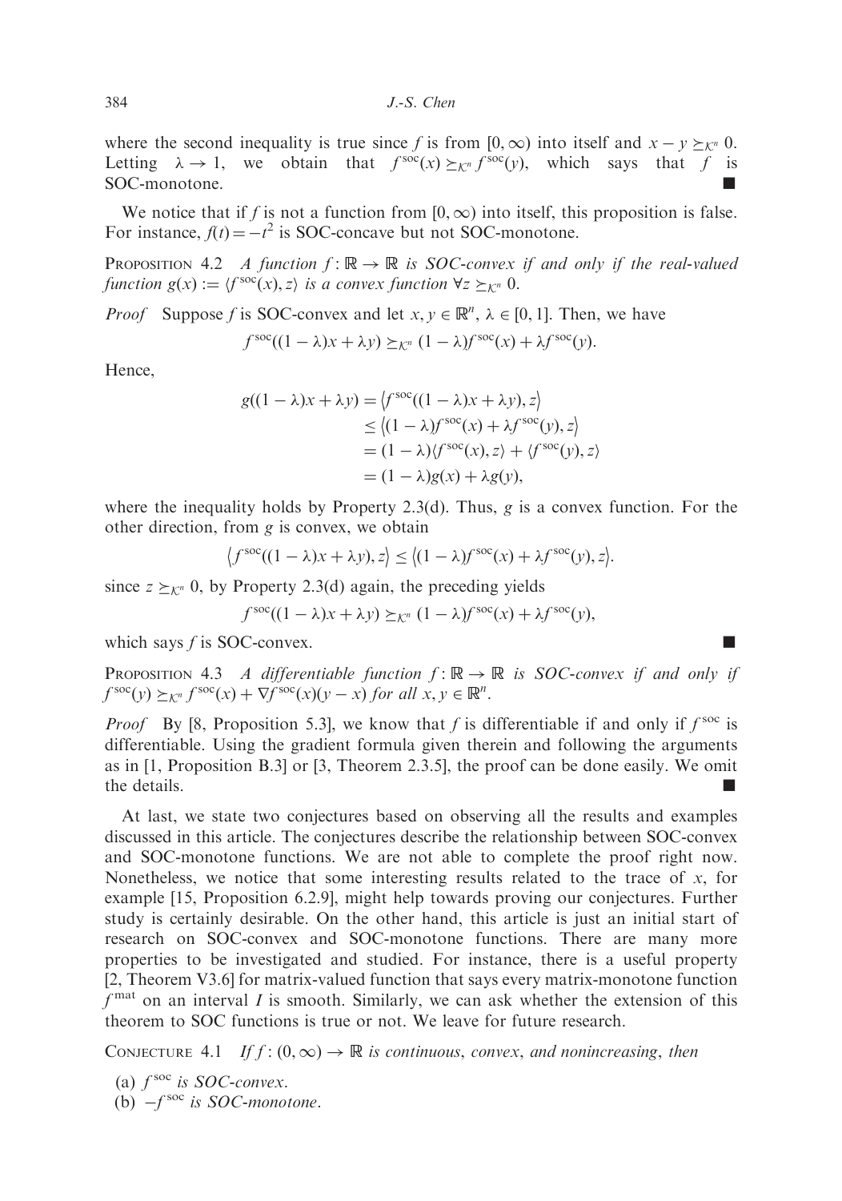where the second inequality is true since $f$ is from $[0,\infty)$ into itself and $x - y \succeq_{\mathcal{K}^n} 0$. Letting $\lambda \to 1$, we obtain that $f^{\text{soc}}(x) \succeq_{\mathcal{K}^n} f^{\text{soc}}(y)$, which says that $f$ is SOC-monotone. ■

We notice that if $f$ is not a function from $[0,\infty)$ into itself, this proposition is false. For instance, $f(t) = -t^2$ is SOC-concave but not SOC-monotone.

PROPOSITION 4.2 *A function $f : \mathbb{R} \to \mathbb{R}$ is SOC-convex if and only if the real-valued function $g(x) := \langle f^{\text{soc}}(x), z \rangle$ is a convex function $\forall z \succeq_{\mathcal{K}^n} 0$.*

*Proof* Suppose $f$ is SOC-convex and let $x, y \in \mathbb{R}^n$, $\lambda \in [0,1]$. Then, we have

$$f^{\text{soc}}((1-\lambda)x + \lambda y) \preceq_{\mathcal{K}^n} (1-\lambda) f^{\text{soc}}(x) + \lambda f^{\text{soc}}(y).$$

Hence,

$$\begin{aligned}
g((1-\lambda)x + \lambda y) &= \langle f^{\text{soc}}((1-\lambda)x + \lambda y), z \rangle \\
&\leq \langle (1-\lambda) f^{\text{soc}}(x) + \lambda f^{\text{soc}}(y), z \rangle \\
&= (1-\lambda) \langle f^{\text{soc}}(x), z \rangle + \langle f^{\text{soc}}(y), z \rangle \\
&= (1-\lambda) g(x) + \lambda g(y),
\end{aligned}$$

where the inequality holds by Property 2.3(d). Thus, $g$ is a convex function. For the other direction, from $g$ is convex, we obtain

$$\langle f^{\text{soc}}((1-\lambda)x + \lambda y), z \rangle \leq \langle (1-\lambda) f^{\text{soc}}(x) + \lambda f^{\text{soc}}(y), z \rangle.$$

since $z \succeq_{\mathcal{K}^n} 0$, by Property 2.3(d) again, the preceding yields

$$f^{\text{soc}}((1-\lambda)x + \lambda y) \preceq_{\mathcal{K}^n} (1-\lambda) f^{\text{soc}}(x) + \lambda f^{\text{soc}}(y),$$

which says $f$ is SOC-convex. ■

PROPOSITION 4.3 *A differentiable function $f : \mathbb{R} \to \mathbb{R}$ is SOC-convex if and only if $f^{\text{soc}}(y) \succeq_{\mathcal{K}^n} f^{\text{soc}}(x) + \nabla f^{\text{soc}}(x)(y - x)$ for all $x, y \in \mathbb{R}^n$.*

*Proof* By [8, Proposition 5.3], we know that $f$ is differentiable if and only if $f^{\text{soc}}$ is differentiable. Using the gradient formula given therein and following the arguments as in [1, Proposition B.3] or [3, Theorem 2.3.5], the proof can be done easily. We omit the details. ■

At last, we state two conjectures based on observing all the results and examples discussed in this article. The conjectures describe the relationship between SOC-convex and SOC-monotone functions. We are not able to complete the proof right now. Nonetheless, we notice that some interesting results related to the trace of $x$, for example [15, Proposition 6.2.9], might help towards proving our conjectures. Further study is certainly desirable. On the other hand, this article is just an initial start of research on SOC-convex and SOC-monotone functions. There are many more properties to be investigated and studied. For instance, there is a useful property [2, Theorem V3.6] for matrix-valued function that says every matrix-monotone function $f^{\text{mat}}$ on an interval $I$ is smooth. Similarly, we can ask whether the extension of this theorem to SOC functions is true or not. We leave for future research.

CONJECTURE 4.1 *If $f : (0,\infty) \to \mathbb{R}$ is continuous, convex, and nonincreasing, then*

(a) *$f^{\text{soc}}$ is SOC-convex.*
(b) *$-f^{\text{soc}}$ is SOC-monotone.*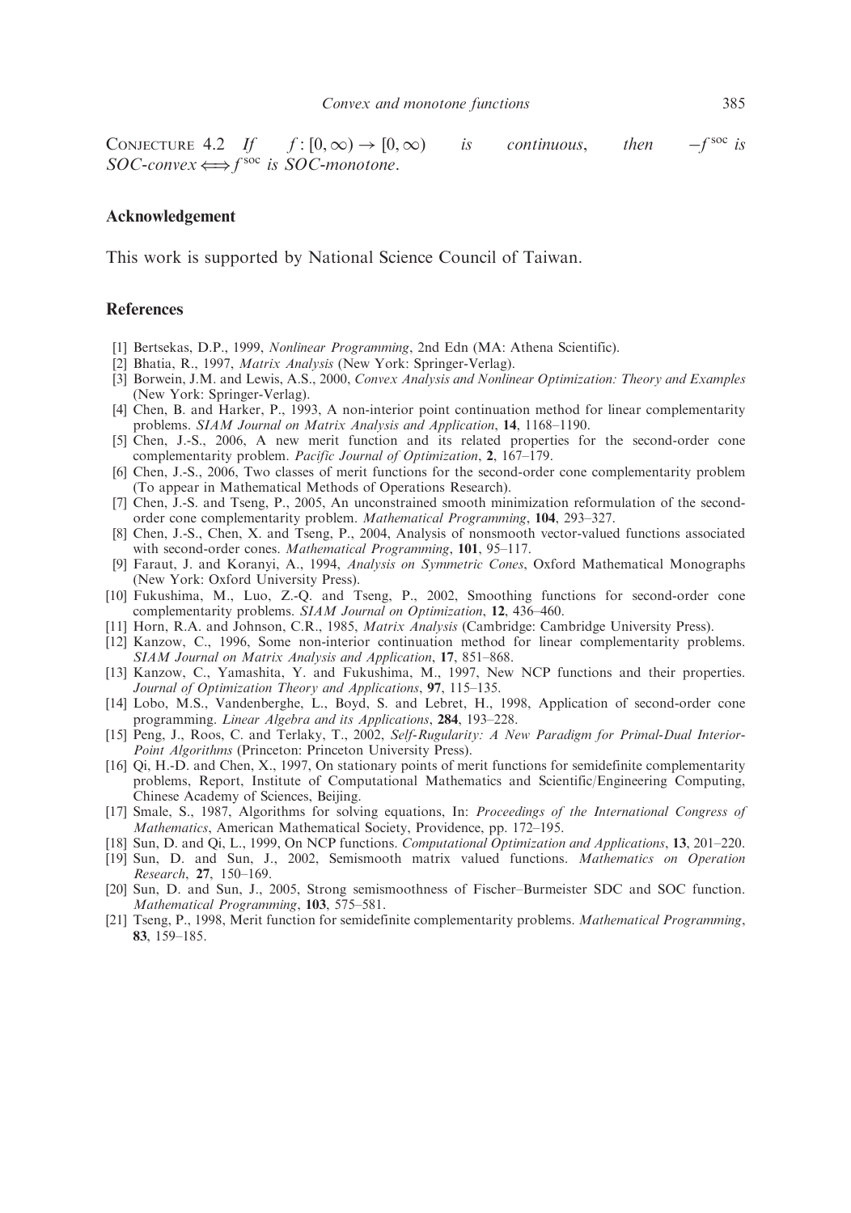CONJECTURE 4.2 *If* $f:[0,\infty)\to[0,\infty)$ *is continuous, then* $-f^{\mathrm{soc}}$ *is SOC-convex* $\Longleftrightarrow f^{\mathrm{soc}}$ *is SOC-monotone*.

## Acknowledgement

This work is supported by National Science Council of Taiwan.

## References

[1] Bertsekas, D.P., 1999, *Nonlinear Programming*, 2nd Edn (MA: Athena Scientific).

[2] Bhatia, R., 1997, *Matrix Analysis* (New York: Springer-Verlag).

[3] Borwein, J.M. and Lewis, A.S., 2000, *Convex Analysis and Nonlinear Optimization: Theory and Examples* (New York: Springer-Verlag).

[4] Chen, B. and Harker, P., 1993, A non-interior point continuation method for linear complementarity problems. *SIAM Journal on Matrix Analysis and Application*, **14**, 1168–1190.

[5] Chen, J.-S., 2006, A new merit function and its related properties for the second-order cone complementarity problem. *Pacific Journal of Optimization*, **2**, 167–179.

[6] Chen, J.-S., 2006, Two classes of merit functions for the second-order cone complementarity problem (To appear in Mathematical Methods of Operations Research).

[7] Chen, J.-S. and Tseng, P., 2005, An unconstrained smooth minimization reformulation of the second-order cone complementarity problem. *Mathematical Programming*, **104**, 293–327.

[8] Chen, J.-S., Chen, X. and Tseng, P., 2004, Analysis of nonsmooth vector-valued functions associated with second-order cones. *Mathematical Programming*, **101**, 95–117.

[9] Faraut, J. and Koranyi, A., 1994, *Analysis on Symmetric Cones*, Oxford Mathematical Monographs (New York: Oxford University Press).

[10] Fukushima, M., Luo, Z.-Q. and Tseng, P., 2002, Smoothing functions for second-order cone complementarity problems. *SIAM Journal on Optimization*, **12**, 436–460.

[11] Horn, R.A. and Johnson, C.R., 1985, *Matrix Analysis* (Cambridge: Cambridge University Press).

[12] Kanzow, C., 1996, Some non-interior continuation method for linear complementarity problems. *SIAM Journal on Matrix Analysis and Application*, **17**, 851–868.

[13] Kanzow, C., Yamashita, Y. and Fukushima, M., 1997, New NCP functions and their properties. *Journal of Optimization Theory and Applications*, **97**, 115–135.

[14] Lobo, M.S., Vandenberghe, L., Boyd, S. and Lebret, H., 1998, Application of second-order cone programming. *Linear Algebra and its Applications*, **284**, 193–228.

[15] Peng, J., Roos, C. and Terlaky, T., 2002, *Self-Rugularity: A New Paradigm for Primal-Dual Interior-Point Algorithms* (Princeton: Princeton University Press).

[16] Qi, H.-D. and Chen, X., 1997, On stationary points of merit functions for semidefinite complementarity problems, Report, Institute of Computational Mathematics and Scientific/Engineering Computing, Chinese Academy of Sciences, Beijing.

[17] Smale, S., 1987, Algorithms for solving equations, In: *Proceedings of the International Congress of Mathematics*, American Mathematical Society, Providence, pp. 172–195.

[18] Sun, D. and Qi, L., 1999, On NCP functions. *Computational Optimization and Applications*, **13**, 201–220.

[19] Sun, D. and Sun, J., 2002, Semismooth matrix valued functions. *Mathematics on Operation Research*, **27**, 150–169.

[20] Sun, D. and Sun, J., 2005, Strong semismoothness of Fischer–Burmeister SDC and SOC function. *Mathematical Programming*, **103**, 575–581.

[21] Tseng, P., 1998, Merit function for semidefinite complementarity problems. *Mathematical Programming*, **83**, 159–185.